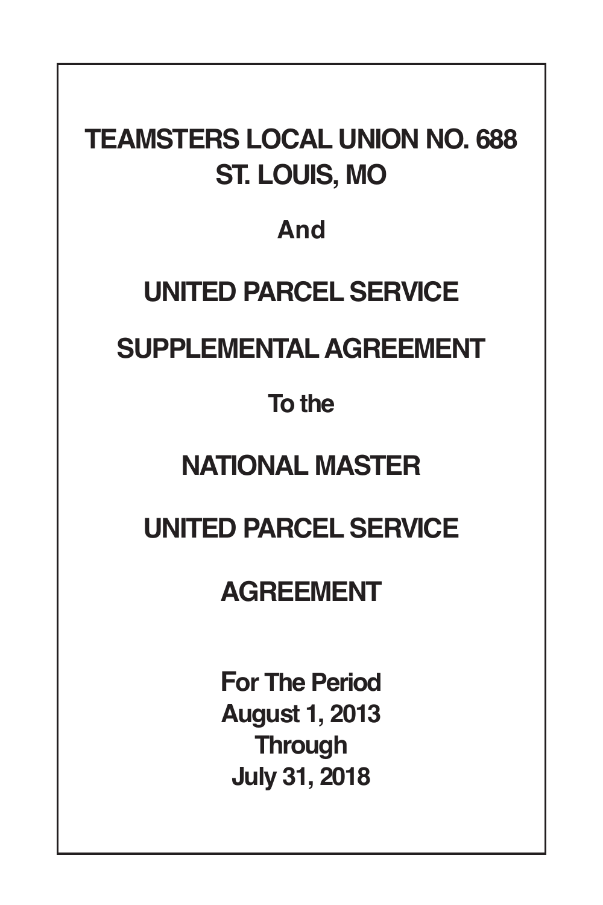# TEAMSTERS LOCAL UNION NO. 688
# ST. LOUIS, MO

**And**

# UNITED PARCEL SERVICE

# SUPPLEMENTAL AGREEMENT

**To the**

# NATIONAL MASTER

# UNITED PARCEL SERVICE

# AGREEMENT

**For The Period**
**August 1, 2013**
**Through**
**July 31, 2018**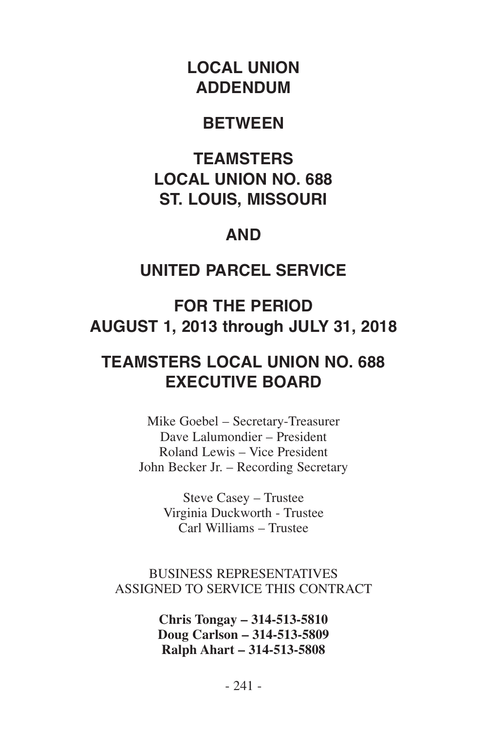# LOCAL UNION ADDENDUM

## BETWEEN

## TEAMSTERS LOCAL UNION NO. 688 ST. LOUIS, MISSOURI

## AND

## UNITED PARCEL SERVICE

## FOR THE PERIOD AUGUST 1, 2013 through JULY 31, 2018

## TEAMSTERS LOCAL UNION NO. 688 EXECUTIVE BOARD

Mike Goebel – Secretary-Treasurer
Dave Lalumondier – President
Roland Lewis – Vice President
John Becker Jr. – Recording Secretary

Steve Casey – Trustee
Virginia Duckworth - Trustee
Carl Williams – Trustee

BUSINESS REPRESENTATIVES
ASSIGNED TO SERVICE THIS CONTRACT

**Chris Tongay – 314-513-5810**
**Doug Carlson – 314-513-5809**
**Ralph Ahart – 314-513-5808**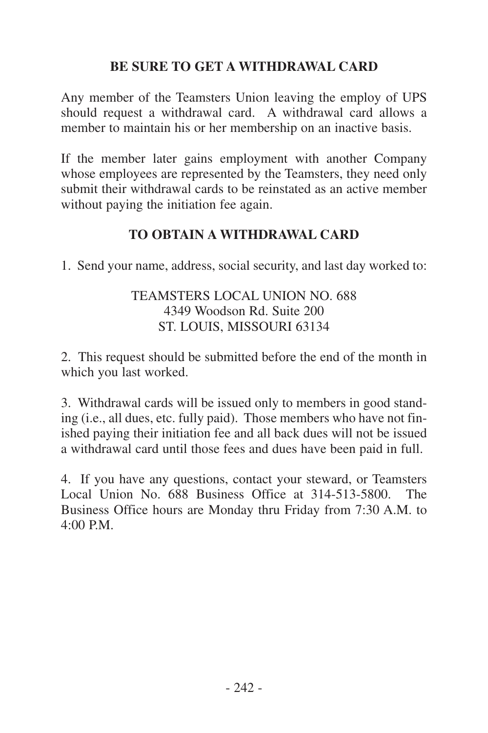## BE SURE TO GET A WITHDRAWAL CARD

Any member of the Teamsters Union leaving the employ of UPS should request a withdrawal card. A withdrawal card allows a member to maintain his or her membership on an inactive basis.

If the member later gains employment with another Company whose employees are represented by the Teamsters, they need only submit their withdrawal cards to be reinstated as an active member without paying the initiation fee again.

## TO OBTAIN A WITHDRAWAL CARD

1. Send your name, address, social security, and last day worked to:

   TEAMSTERS LOCAL UNION NO. 688
   4349 Woodson Rd. Suite 200
   ST. LOUIS, MISSOURI 63134

2. This request should be submitted before the end of the month in which you last worked.

3. Withdrawal cards will be issued only to members in good standing (i.e., all dues, etc. fully paid). Those members who have not finished paying their initiation fee and all back dues will not be issued a withdrawal card until those fees and dues have been paid in full.

4. If you have any questions, contact your steward, or Teamsters Local Union No. 688 Business Office at 314-513-5800. The Business Office hours are Monday thru Friday from 7:30 A.M. to 4:00 P.M.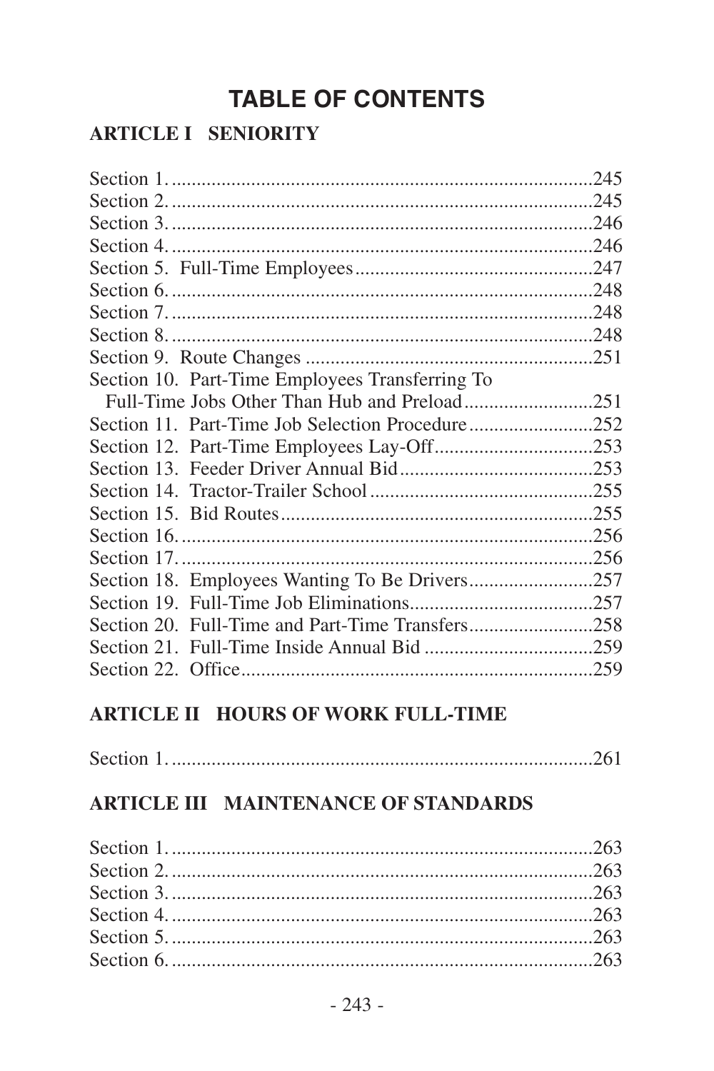# TABLE OF CONTENTS

## ARTICLE I SENIORITY

Section 1. ....................................................................245
Section 2. ....................................................................245
Section 3. ....................................................................246
Section 4. ....................................................................246
Section 5. Full-Time Employees ...............................................247
Section 6. ....................................................................248
Section 7. ....................................................................248
Section 8. ....................................................................248
Section 9. Route Changes ......................................................251
Section 10. Part-Time Employees Transferring To
Full-Time Jobs Other Than Hub and Preload ....................................251
Section 11. Part-Time Job Selection Procedure .................................252
Section 12. Part-Time Employees Lay-Off .......................................253
Section 13. Feeder Driver Annual Bid ..........................................253
Section 14. Tractor-Trailer School ............................................255
Section 15. Bid Routes ........................................................255
Section 16. ...................................................................256
Section 17. ...................................................................256
Section 18. Employees Wanting To Be Drivers ...................................257
Section 19. Full-Time Job Eliminations ........................................257
Section 20. Full-Time and Part-Time Transfers .................................258
Section 21. Full-Time Inside Annual Bid .......................................259
Section 22. Office .............................................................259

## ARTICLE II HOURS OF WORK FULL-TIME

Section 1. ....................................................................261

## ARTICLE III MAINTENANCE OF STANDARDS

Section 1. ....................................................................263
Section 2. ....................................................................263
Section 3. ....................................................................263
Section 4. ....................................................................263
Section 5. ....................................................................263
Section 6. ....................................................................263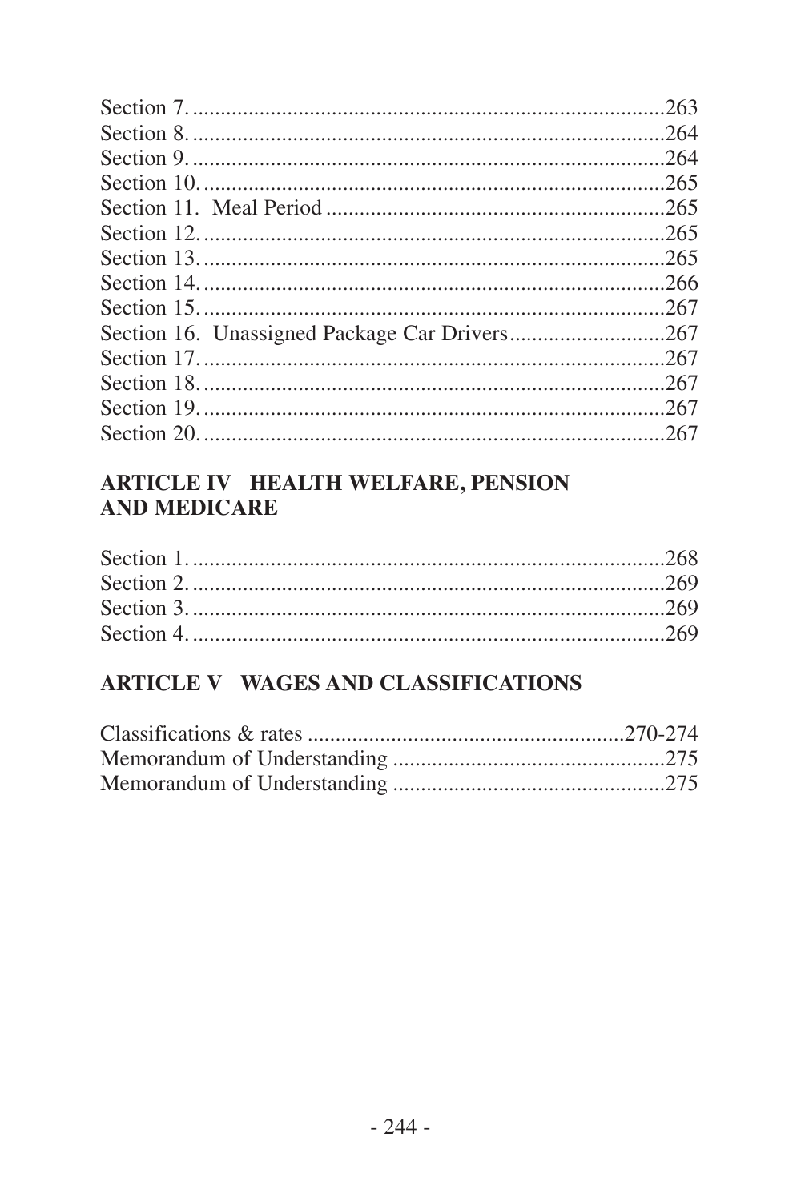Section 7. ....................................................................................263
Section 8. ....................................................................................264
Section 9. ....................................................................................264
Section 10. ..................................................................................265
Section 11. Meal Period .............................................................265
Section 12. ..................................................................................265
Section 13. ..................................................................................265
Section 14. ..................................................................................266
Section 15. ..................................................................................267
Section 16. Unassigned Package Car Drivers............................267
Section 17. ..................................................................................267
Section 18. ..................................................................................267
Section 19. ..................................................................................267
Section 20. ..................................................................................267

## ARTICLE IV HEALTH WELFARE, PENSION AND MEDICARE

Section 1. ....................................................................................268
Section 2. ....................................................................................269
Section 3. ....................................................................................269
Section 4. ....................................................................................269

## ARTICLE V WAGES AND CLASSIFICATIONS

Classifications & rates ........................................................270-274
Memorandum of Understanding .................................................275
Memorandum of Understanding .................................................275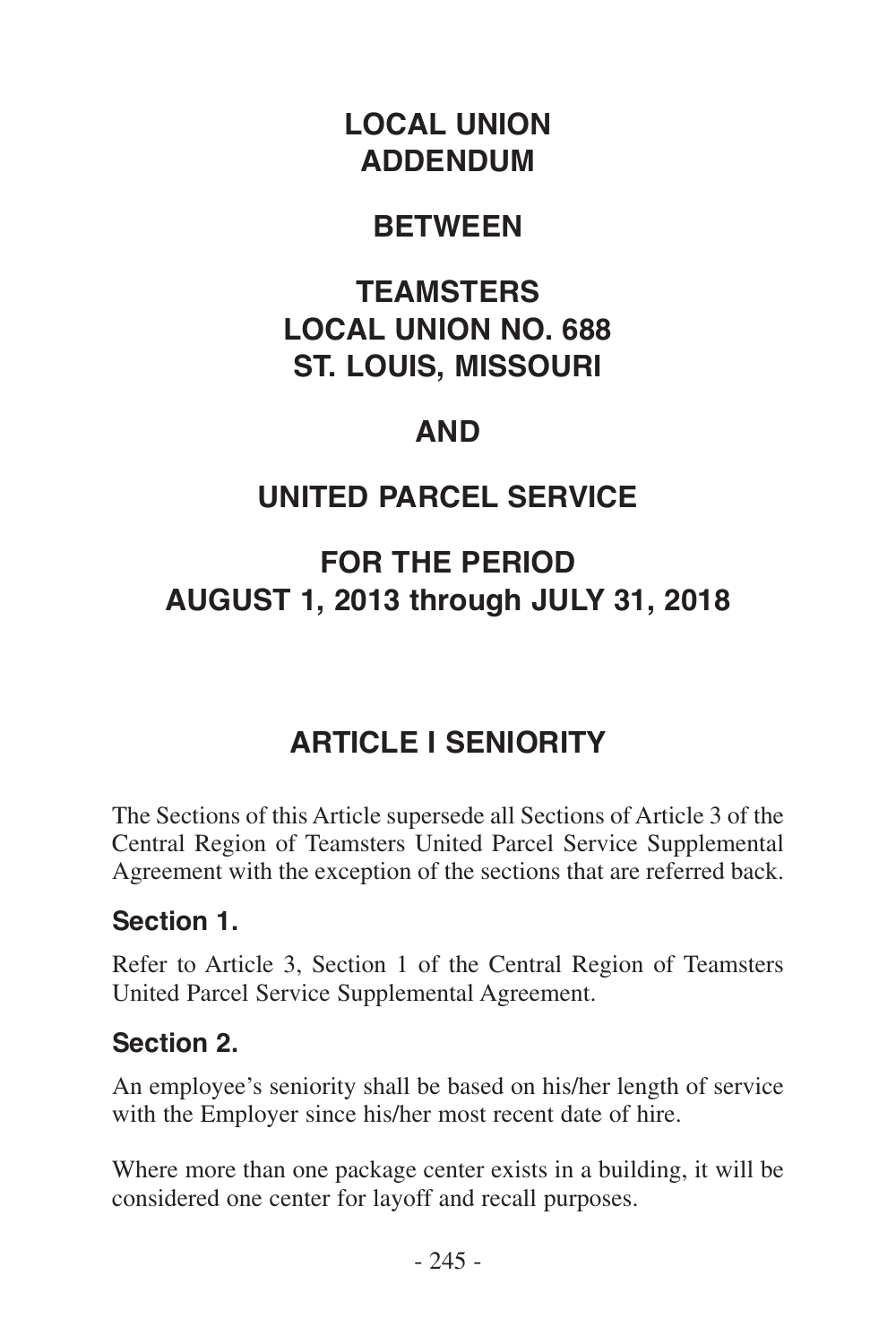# LOCAL UNION ADDENDUM

# BETWEEN

# TEAMSTERS LOCAL UNION NO. 688 ST. LOUIS, MISSOURI

# AND

# UNITED PARCEL SERVICE

# FOR THE PERIOD AUGUST 1, 2013 through JULY 31, 2018

## ARTICLE I SENIORITY

The Sections of this Article supersede all Sections of Article 3 of the Central Region of Teamsters United Parcel Service Supplemental Agreement with the exception of the sections that are referred back.

### Section 1.

Refer to Article 3, Section 1 of the Central Region of Teamsters United Parcel Service Supplemental Agreement.

### Section 2.

An employee's seniority shall be based on his/her length of service with the Employer since his/her most recent date of hire.

Where more than one package center exists in a building, it will be considered one center for layoff and recall purposes.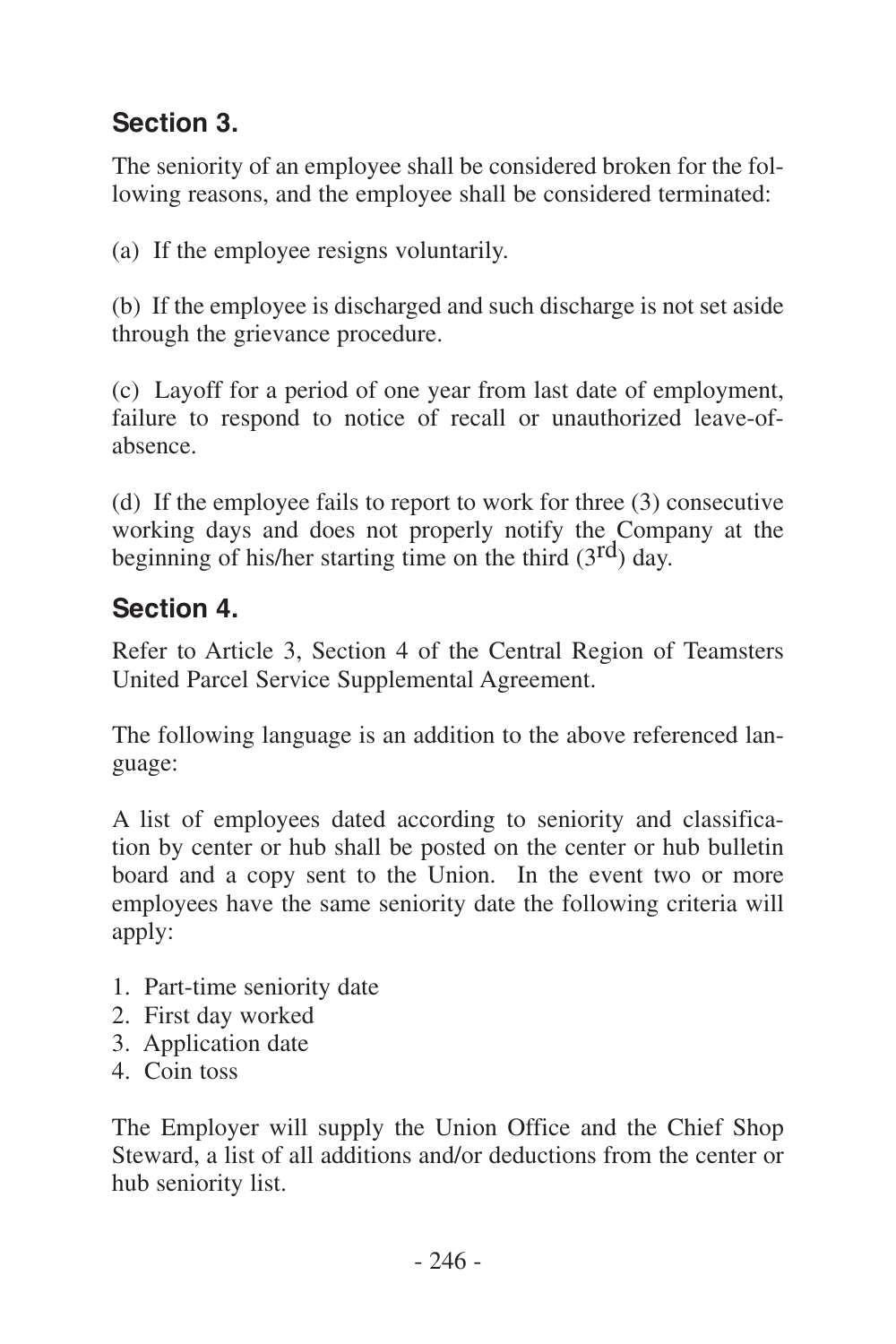## Section 3.

The seniority of an employee shall be considered broken for the following reasons, and the employee shall be considered terminated:

(a) If the employee resigns voluntarily.

(b) If the employee is discharged and such discharge is not set aside through the grievance procedure.

(c) Layoff for a period of one year from last date of employment, failure to respond to notice of recall or unauthorized leave-of-absence.

(d) If the employee fails to report to work for three (3) consecutive working days and does not properly notify the Company at the beginning of his/her starting time on the third (3rd) day.

## Section 4.

Refer to Article 3, Section 4 of the Central Region of Teamsters United Parcel Service Supplemental Agreement.

The following language is an addition to the above referenced language:

A list of employees dated according to seniority and classification by center or hub shall be posted on the center or hub bulletin board and a copy sent to the Union. In the event two or more employees have the same seniority date the following criteria will apply:

1. Part-time seniority date
2. First day worked
3. Application date
4. Coin toss

The Employer will supply the Union Office and the Chief Shop Steward, a list of all additions and/or deductions from the center or hub seniority list.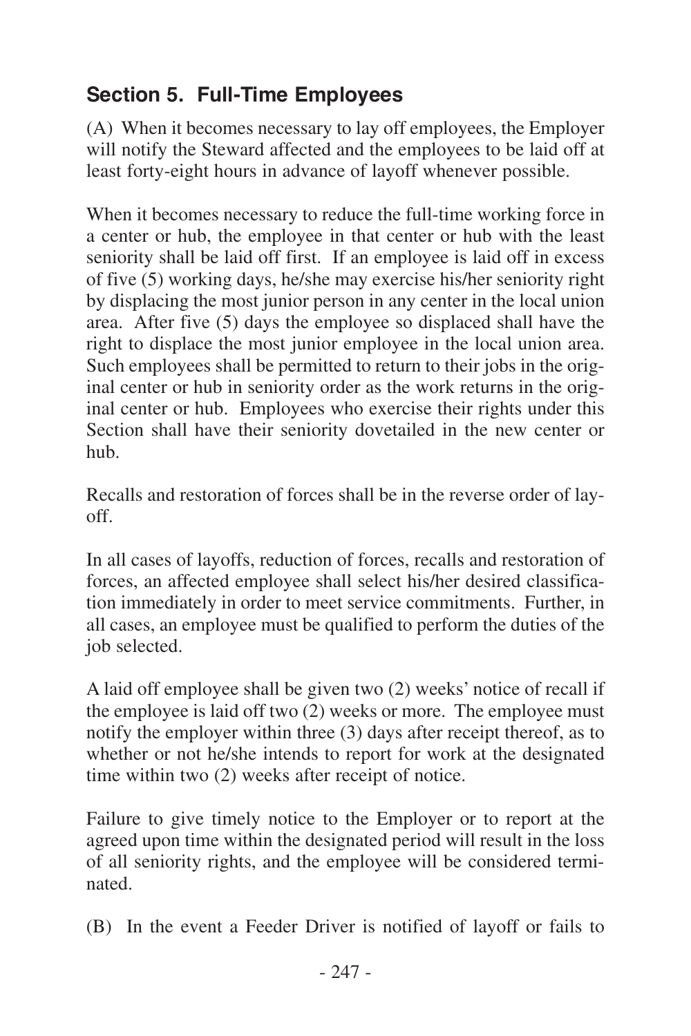## Section 5. Full-Time Employees

(A) When it becomes necessary to lay off employees, the Employer will notify the Steward affected and the employees to be laid off at least forty-eight hours in advance of layoff whenever possible.

When it becomes necessary to reduce the full-time working force in a center or hub, the employee in that center or hub with the least seniority shall be laid off first. If an employee is laid off in excess of five (5) working days, he/she may exercise his/her seniority right by displacing the most junior person in any center in the local union area. After five (5) days the employee so displaced shall have the right to displace the most junior employee in the local union area. Such employees shall be permitted to return to their jobs in the original center or hub in seniority order as the work returns in the original center or hub. Employees who exercise their rights under this Section shall have their seniority dovetailed in the new center or hub.

Recalls and restoration of forces shall be in the reverse order of layoff.

In all cases of layoffs, reduction of forces, recalls and restoration of forces, an affected employee shall select his/her desired classification immediately in order to meet service commitments. Further, in all cases, an employee must be qualified to perform the duties of the job selected.

A laid off employee shall be given two (2) weeks' notice of recall if the employee is laid off two (2) weeks or more. The employee must notify the employer within three (3) days after receipt thereof, as to whether or not he/she intends to report for work at the designated time within two (2) weeks after receipt of notice.

Failure to give timely notice to the Employer or to report at the agreed upon time within the designated period will result in the loss of all seniority rights, and the employee will be considered terminated.

(B) In the event a Feeder Driver is notified of layoff or fails to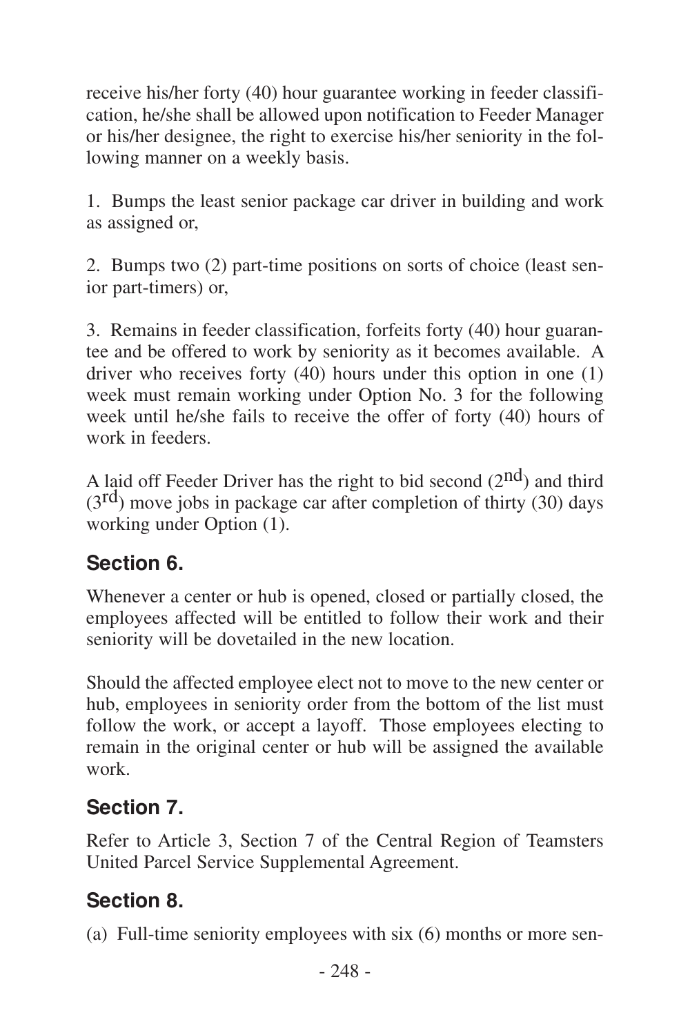receive his/her forty (40) hour guarantee working in feeder classification, he/she shall be allowed upon notification to Feeder Manager or his/her designee, the right to exercise his/her seniority in the following manner on a weekly basis.

1. Bumps the least senior package car driver in building and work as assigned or,

2. Bumps two (2) part-time positions on sorts of choice (least senior part-timers) or,

3. Remains in feeder classification, forfeits forty (40) hour guarantee and be offered to work by seniority as it becomes available. A driver who receives forty (40) hours under this option in one (1) week must remain working under Option No. 3 for the following week until he/she fails to receive the offer of forty (40) hours of work in feeders.

A laid off Feeder Driver has the right to bid second (2nd) and third (3rd) move jobs in package car after completion of thirty (30) days working under Option (1).

## Section 6.

Whenever a center or hub is opened, closed or partially closed, the employees affected will be entitled to follow their work and their seniority will be dovetailed in the new location.

Should the affected employee elect not to move to the new center or hub, employees in seniority order from the bottom of the list must follow the work, or accept a layoff. Those employees electing to remain in the original center or hub will be assigned the available work.

## Section 7.

Refer to Article 3, Section 7 of the Central Region of Teamsters United Parcel Service Supplemental Agreement.

## Section 8.

(a) Full-time seniority employees with six (6) months or more sen-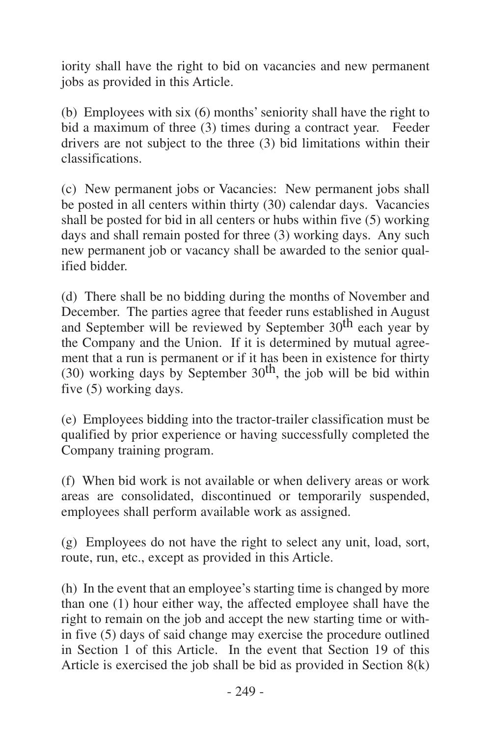iority shall have the right to bid on vacancies and new permanent jobs as provided in this Article.

(b) Employees with six (6) months' seniority shall have the right to bid a maximum of three (3) times during a contract year. Feeder drivers are not subject to the three (3) bid limitations within their classifications.

(c) New permanent jobs or Vacancies: New permanent jobs shall be posted in all centers within thirty (30) calendar days. Vacancies shall be posted for bid in all centers or hubs within five (5) working days and shall remain posted for three (3) working days. Any such new permanent job or vacancy shall be awarded to the senior qualified bidder.

(d) There shall be no bidding during the months of November and December. The parties agree that feeder runs established in August and September will be reviewed by September 30th each year by the Company and the Union. If it is determined by mutual agreement that a run is permanent or if it has been in existence for thirty (30) working days by September 30th, the job will be bid within five (5) working days.

(e) Employees bidding into the tractor-trailer classification must be qualified by prior experience or having successfully completed the Company training program.

(f) When bid work is not available or when delivery areas or work areas are consolidated, discontinued or temporarily suspended, employees shall perform available work as assigned.

(g) Employees do not have the right to select any unit, load, sort, route, run, etc., except as provided in this Article.

(h) In the event that an employee's starting time is changed by more than one (1) hour either way, the affected employee shall have the right to remain on the job and accept the new starting time or within five (5) days of said change may exercise the procedure outlined in Section 1 of this Article. In the event that Section 19 of this Article is exercised the job shall be bid as provided in Section 8(k)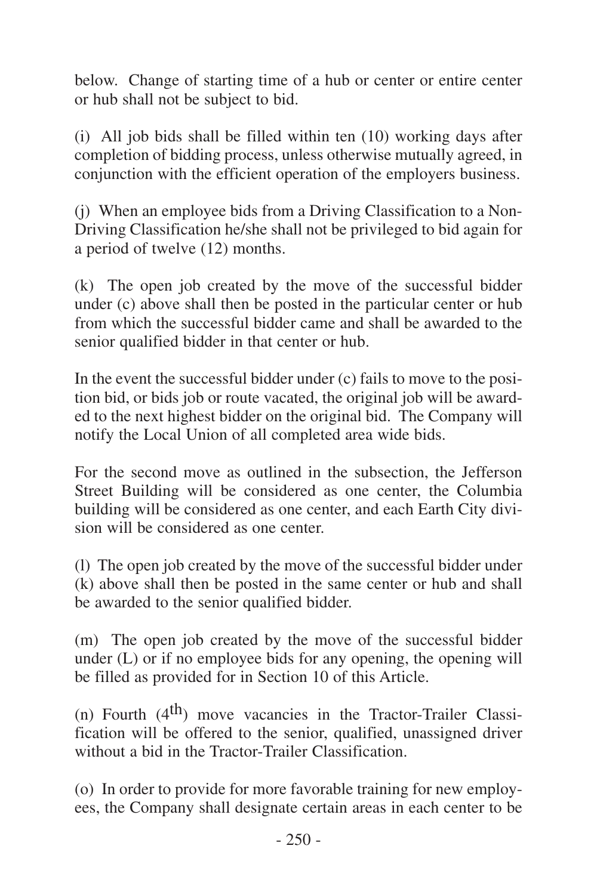below. Change of starting time of a hub or center or entire center or hub shall not be subject to bid.

(i) All job bids shall be filled within ten (10) working days after completion of bidding process, unless otherwise mutually agreed, in conjunction with the efficient operation of the employers business.

(j) When an employee bids from a Driving Classification to a Non-Driving Classification he/she shall not be privileged to bid again for a period of twelve (12) months.

(k) The open job created by the move of the successful bidder under (c) above shall then be posted in the particular center or hub from which the successful bidder came and shall be awarded to the senior qualified bidder in that center or hub.

In the event the successful bidder under (c) fails to move to the position bid, or bids job or route vacated, the original job will be awarded to the next highest bidder on the original bid. The Company will notify the Local Union of all completed area wide bids.

For the second move as outlined in the subsection, the Jefferson Street Building will be considered as one center, the Columbia building will be considered as one center, and each Earth City division will be considered as one center.

(l) The open job created by the move of the successful bidder under (k) above shall then be posted in the same center or hub and shall be awarded to the senior qualified bidder.

(m) The open job created by the move of the successful bidder under (L) or if no employee bids for any opening, the opening will be filled as provided for in Section 10 of this Article.

(n) Fourth (4th) move vacancies in the Tractor-Trailer Classification will be offered to the senior, qualified, unassigned driver without a bid in the Tractor-Trailer Classification.

(o) In order to provide for more favorable training for new employees, the Company shall designate certain areas in each center to be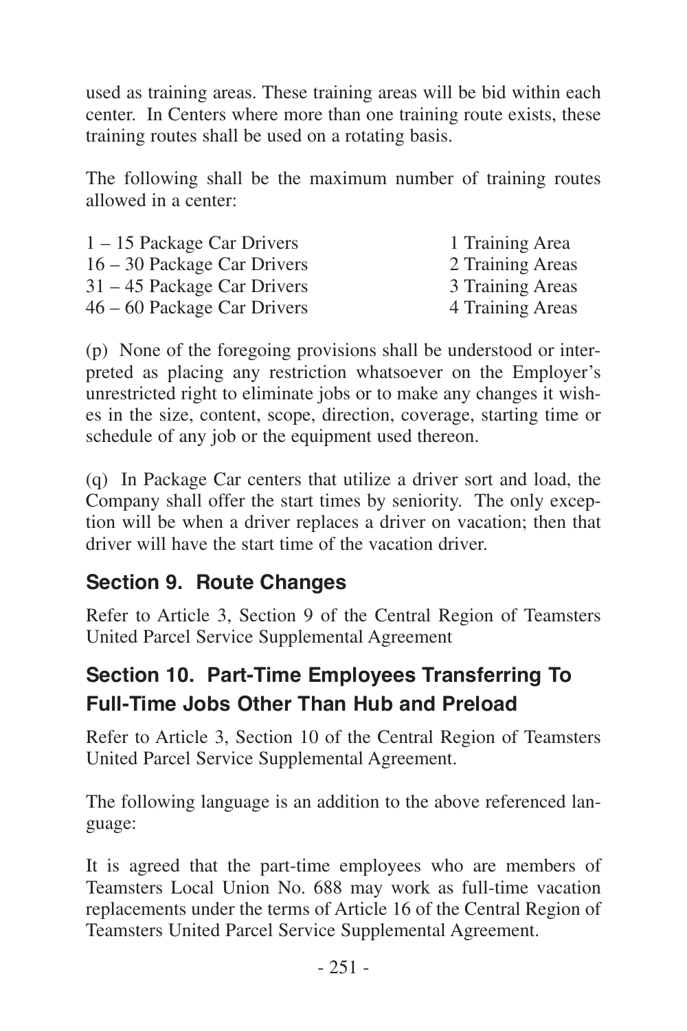used as training areas. These training areas will be bid within each center. In Centers where more than one training route exists, these training routes shall be used on a rotating basis.

The following shall be the maximum number of training routes allowed in a center:

| | |
|---|---|
| 1 – 15 Package Car Drivers | 1 Training Area |
| 16 – 30 Package Car Drivers | 2 Training Areas |
| 31 – 45 Package Car Drivers | 3 Training Areas |
| 46 – 60 Package Car Drivers | 4 Training Areas |

(p) None of the foregoing provisions shall be understood or interpreted as placing any restriction whatsoever on the Employer's unrestricted right to eliminate jobs or to make any changes it wishes in the size, content, scope, direction, coverage, starting time or schedule of any job or the equipment used thereon.

(q) In Package Car centers that utilize a driver sort and load, the Company shall offer the start times by seniority. The only exception will be when a driver replaces a driver on vacation; then that driver will have the start time of the vacation driver.

## Section 9. Route Changes

Refer to Article 3, Section 9 of the Central Region of Teamsters United Parcel Service Supplemental Agreement

## Section 10. Part-Time Employees Transferring To Full-Time Jobs Other Than Hub and Preload

Refer to Article 3, Section 10 of the Central Region of Teamsters United Parcel Service Supplemental Agreement.

The following language is an addition to the above referenced language:

It is agreed that the part-time employees who are members of Teamsters Local Union No. 688 may work as full-time vacation replacements under the terms of Article 16 of the Central Region of Teamsters United Parcel Service Supplemental Agreement.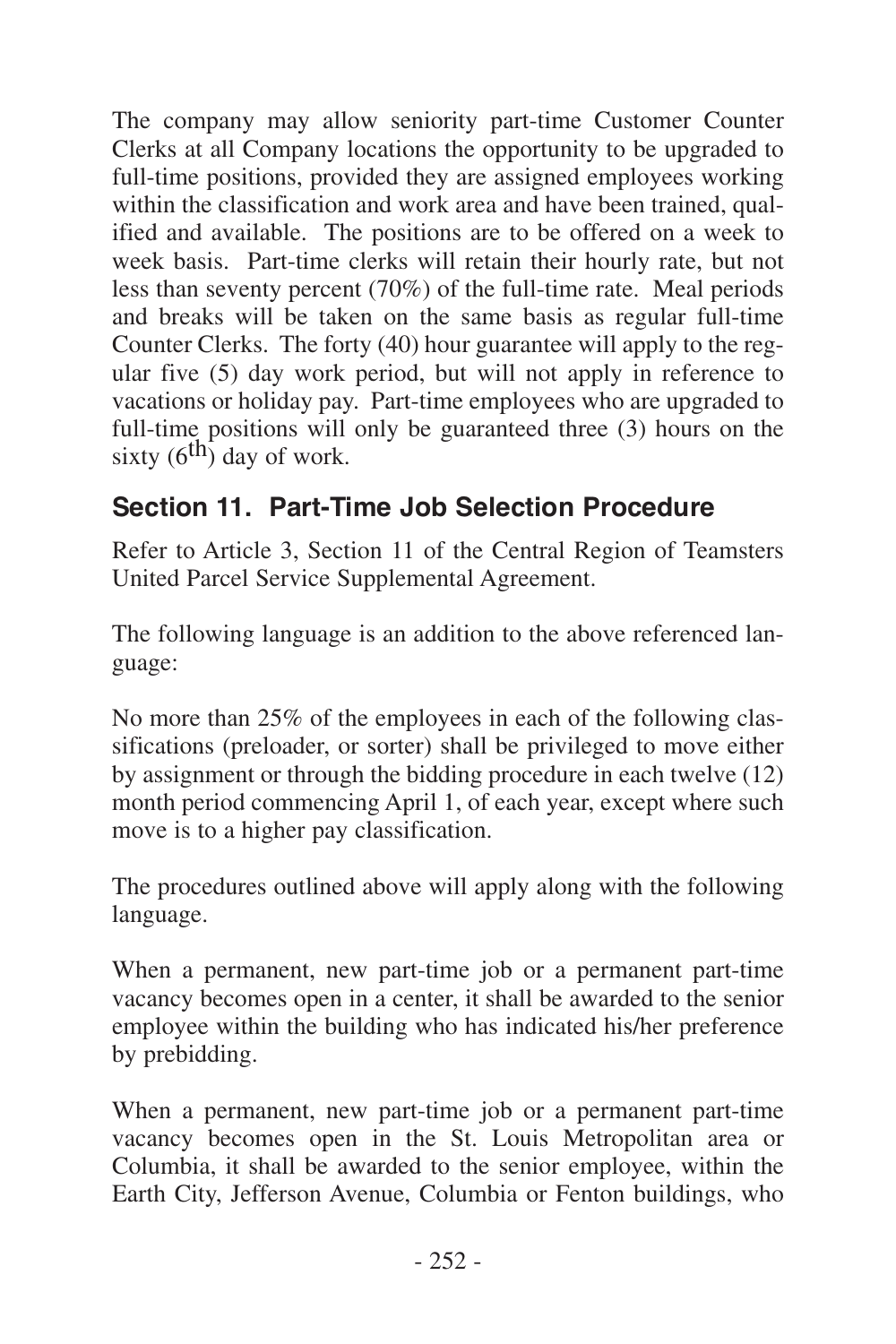The company may allow seniority part-time Customer Counter Clerks at all Company locations the opportunity to be upgraded to full-time positions, provided they are assigned employees working within the classification and work area and have been trained, qualified and available. The positions are to be offered on a week to week basis. Part-time clerks will retain their hourly rate, but not less than seventy percent (70%) of the full-time rate. Meal periods and breaks will be taken on the same basis as regular full-time Counter Clerks. The forty (40) hour guarantee will apply to the regular five (5) day work period, but will not apply in reference to vacations or holiday pay. Part-time employees who are upgraded to full-time positions will only be guaranteed three (3) hours on the sixty (6th) day of work.

## Section 11. Part-Time Job Selection Procedure

Refer to Article 3, Section 11 of the Central Region of Teamsters United Parcel Service Supplemental Agreement.

The following language is an addition to the above referenced language:

No more than 25% of the employees in each of the following classifications (preloader, or sorter) shall be privileged to move either by assignment or through the bidding procedure in each twelve (12) month period commencing April 1, of each year, except where such move is to a higher pay classification.

The procedures outlined above will apply along with the following language.

When a permanent, new part-time job or a permanent part-time vacancy becomes open in a center, it shall be awarded to the senior employee within the building who has indicated his/her preference by prebidding.

When a permanent, new part-time job or a permanent part-time vacancy becomes open in the St. Louis Metropolitan area or Columbia, it shall be awarded to the senior employee, within the Earth City, Jefferson Avenue, Columbia or Fenton buildings, who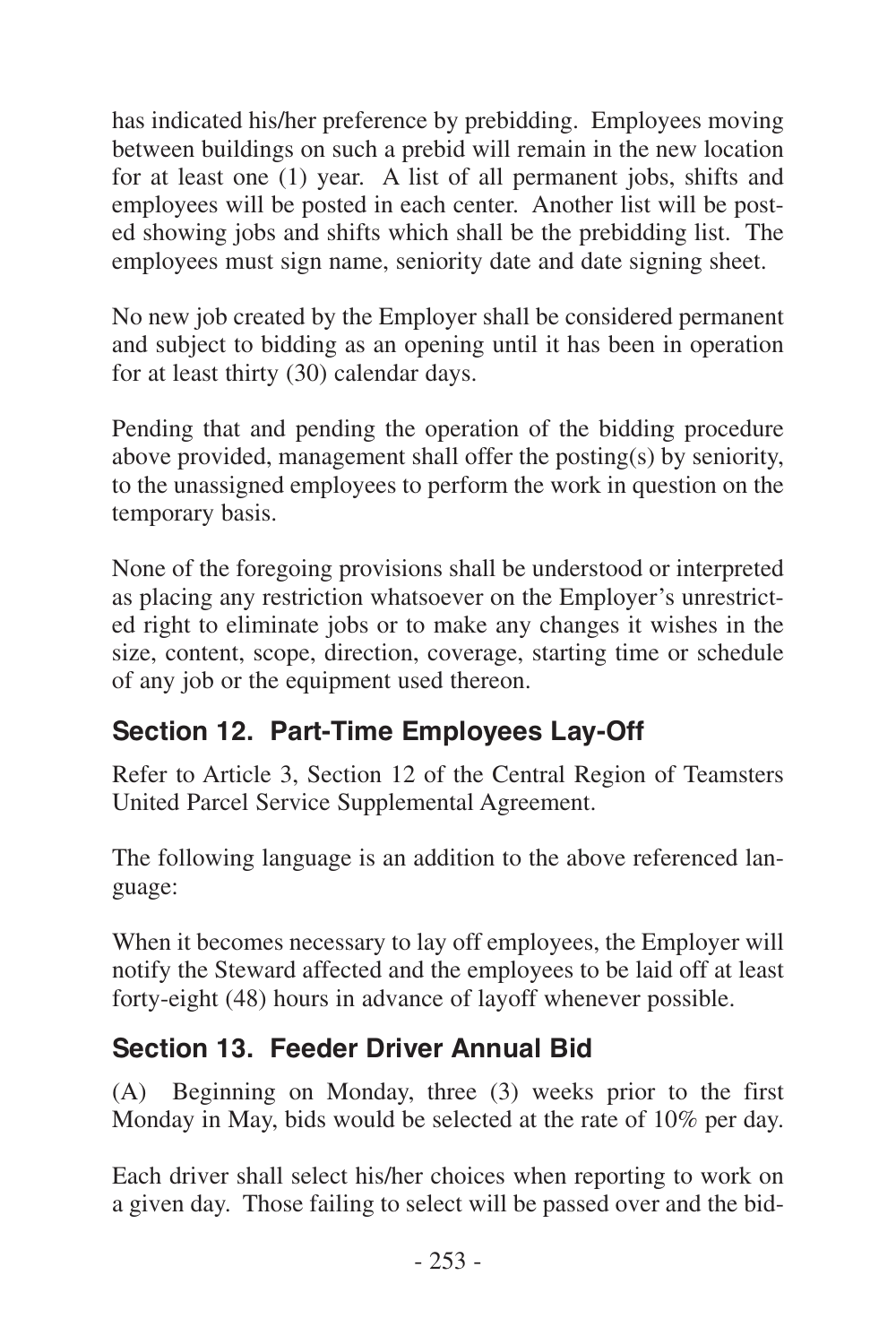has indicated his/her preference by prebidding. Employees moving between buildings on such a prebid will remain in the new location for at least one (1) year. A list of all permanent jobs, shifts and employees will be posted in each center. Another list will be posted showing jobs and shifts which shall be the prebidding list. The employees must sign name, seniority date and date signing sheet.

No new job created by the Employer shall be considered permanent and subject to bidding as an opening until it has been in operation for at least thirty (30) calendar days.

Pending that and pending the operation of the bidding procedure above provided, management shall offer the posting(s) by seniority, to the unassigned employees to perform the work in question on the temporary basis.

None of the foregoing provisions shall be understood or interpreted as placing any restriction whatsoever on the Employer's unrestricted right to eliminate jobs or to make any changes it wishes in the size, content, scope, direction, coverage, starting time or schedule of any job or the equipment used thereon.

## Section 12. Part-Time Employees Lay-Off

Refer to Article 3, Section 12 of the Central Region of Teamsters United Parcel Service Supplemental Agreement.

The following language is an addition to the above referenced language:

When it becomes necessary to lay off employees, the Employer will notify the Steward affected and the employees to be laid off at least forty-eight (48) hours in advance of layoff whenever possible.

## Section 13. Feeder Driver Annual Bid

(A) Beginning on Monday, three (3) weeks prior to the first Monday in May, bids would be selected at the rate of 10% per day.

Each driver shall select his/her choices when reporting to work on a given day. Those failing to select will be passed over and the bid-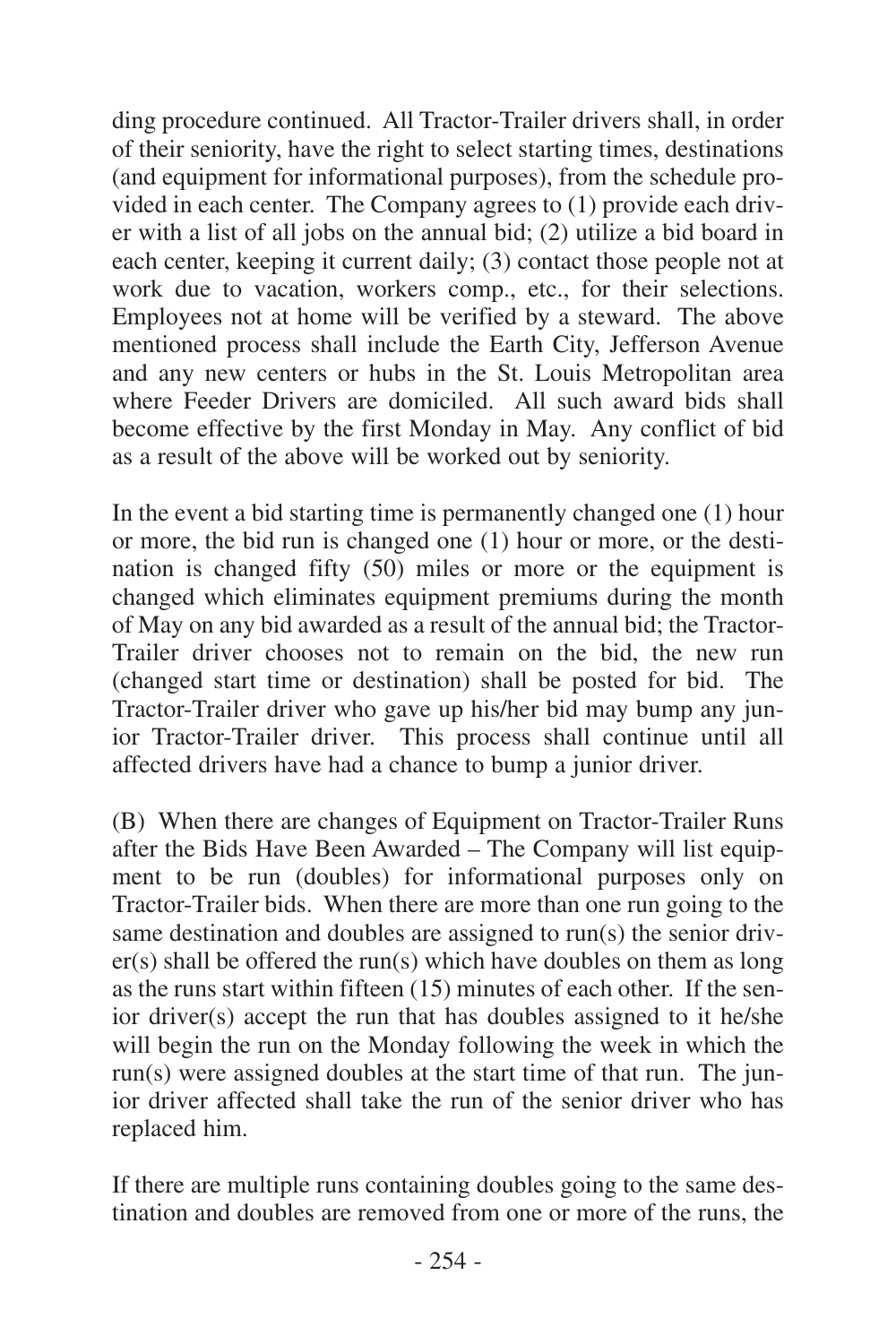ding procedure continued. All Tractor-Trailer drivers shall, in order of their seniority, have the right to select starting times, destinations (and equipment for informational purposes), from the schedule provided in each center. The Company agrees to (1) provide each driver with a list of all jobs on the annual bid; (2) utilize a bid board in each center, keeping it current daily; (3) contact those people not at work due to vacation, workers comp., etc., for their selections. Employees not at home will be verified by a steward. The above mentioned process shall include the Earth City, Jefferson Avenue and any new centers or hubs in the St. Louis Metropolitan area where Feeder Drivers are domiciled. All such award bids shall become effective by the first Monday in May. Any conflict of bid as a result of the above will be worked out by seniority.

In the event a bid starting time is permanently changed one (1) hour or more, the bid run is changed one (1) hour or more, or the destination is changed fifty (50) miles or more or the equipment is changed which eliminates equipment premiums during the month of May on any bid awarded as a result of the annual bid; the Tractor-Trailer driver chooses not to remain on the bid, the new run (changed start time or destination) shall be posted for bid. The Tractor-Trailer driver who gave up his/her bid may bump any junior Tractor-Trailer driver. This process shall continue until all affected drivers have had a chance to bump a junior driver.

(B) When there are changes of Equipment on Tractor-Trailer Runs after the Bids Have Been Awarded – The Company will list equipment to be run (doubles) for informational purposes only on Tractor-Trailer bids. When there are more than one run going to the same destination and doubles are assigned to run(s) the senior driver(s) shall be offered the run(s) which have doubles on them as long as the runs start within fifteen (15) minutes of each other. If the senior driver(s) accept the run that has doubles assigned to it he/she will begin the run on the Monday following the week in which the run(s) were assigned doubles at the start time of that run. The junior driver affected shall take the run of the senior driver who has replaced him.

If there are multiple runs containing doubles going to the same destination and doubles are removed from one or more of the runs, the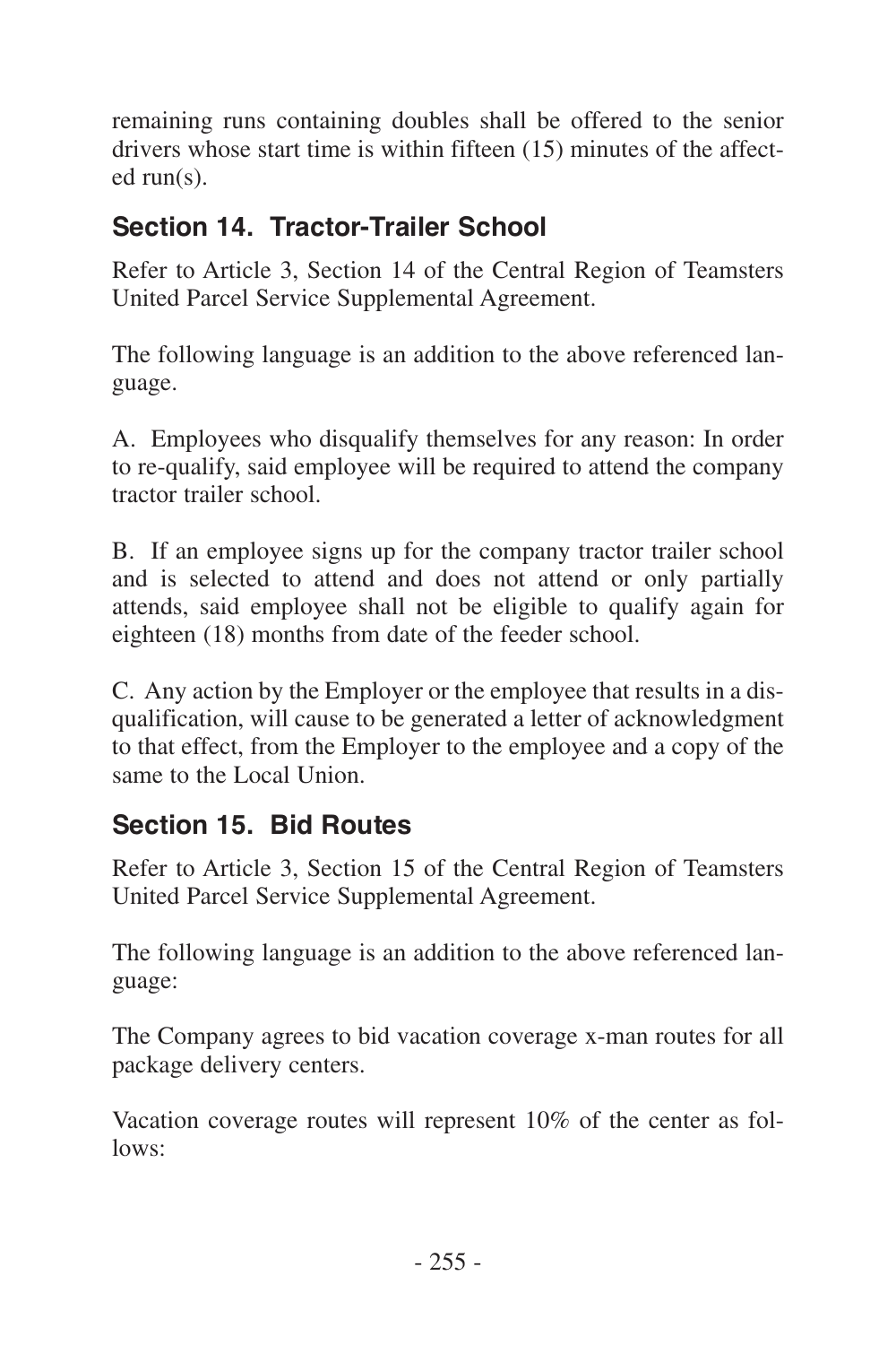remaining runs containing doubles shall be offered to the senior drivers whose start time is within fifteen (15) minutes of the affected run(s).

## Section 14. Tractor-Trailer School

Refer to Article 3, Section 14 of the Central Region of Teamsters United Parcel Service Supplemental Agreement.

The following language is an addition to the above referenced language.

A. Employees who disqualify themselves for any reason: In order to re-qualify, said employee will be required to attend the company tractor trailer school.

B. If an employee signs up for the company tractor trailer school and is selected to attend and does not attend or only partially attends, said employee shall not be eligible to qualify again for eighteen (18) months from date of the feeder school.

C. Any action by the Employer or the employee that results in a disqualification, will cause to be generated a letter of acknowledgment to that effect, from the Employer to the employee and a copy of the same to the Local Union.

## Section 15. Bid Routes

Refer to Article 3, Section 15 of the Central Region of Teamsters United Parcel Service Supplemental Agreement.

The following language is an addition to the above referenced language:

The Company agrees to bid vacation coverage x-man routes for all package delivery centers.

Vacation coverage routes will represent 10% of the center as follows: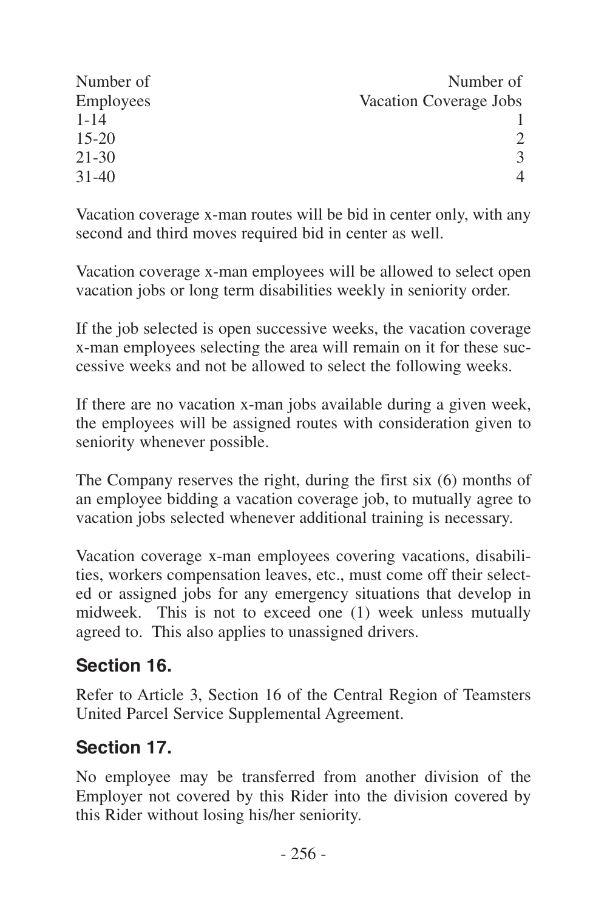| Number of Employees | Number of Vacation Coverage Jobs |
|---|---|
| 1-14 | 1 |
| 15-20 | 2 |
| 21-30 | 3 |
| 31-40 | 4 |

Vacation coverage x-man routes will be bid in center only, with any second and third moves required bid in center as well.

Vacation coverage x-man employees will be allowed to select open vacation jobs or long term disabilities weekly in seniority order.

If the job selected is open successive weeks, the vacation coverage x-man employees selecting the area will remain on it for these successive weeks and not be allowed to select the following weeks.

If there are no vacation x-man jobs available during a given week, the employees will be assigned routes with consideration given to seniority whenever possible.

The Company reserves the right, during the first six (6) months of an employee bidding a vacation coverage job, to mutually agree to vacation jobs selected whenever additional training is necessary.

Vacation coverage x-man employees covering vacations, disabilities, workers compensation leaves, etc., must come off their selected or assigned jobs for any emergency situations that develop in midweek. This is not to exceed one (1) week unless mutually agreed to. This also applies to unassigned drivers.

## Section 16.

Refer to Article 3, Section 16 of the Central Region of Teamsters United Parcel Service Supplemental Agreement.

## Section 17.

No employee may be transferred from another division of the Employer not covered by this Rider into the division covered by this Rider without losing his/her seniority.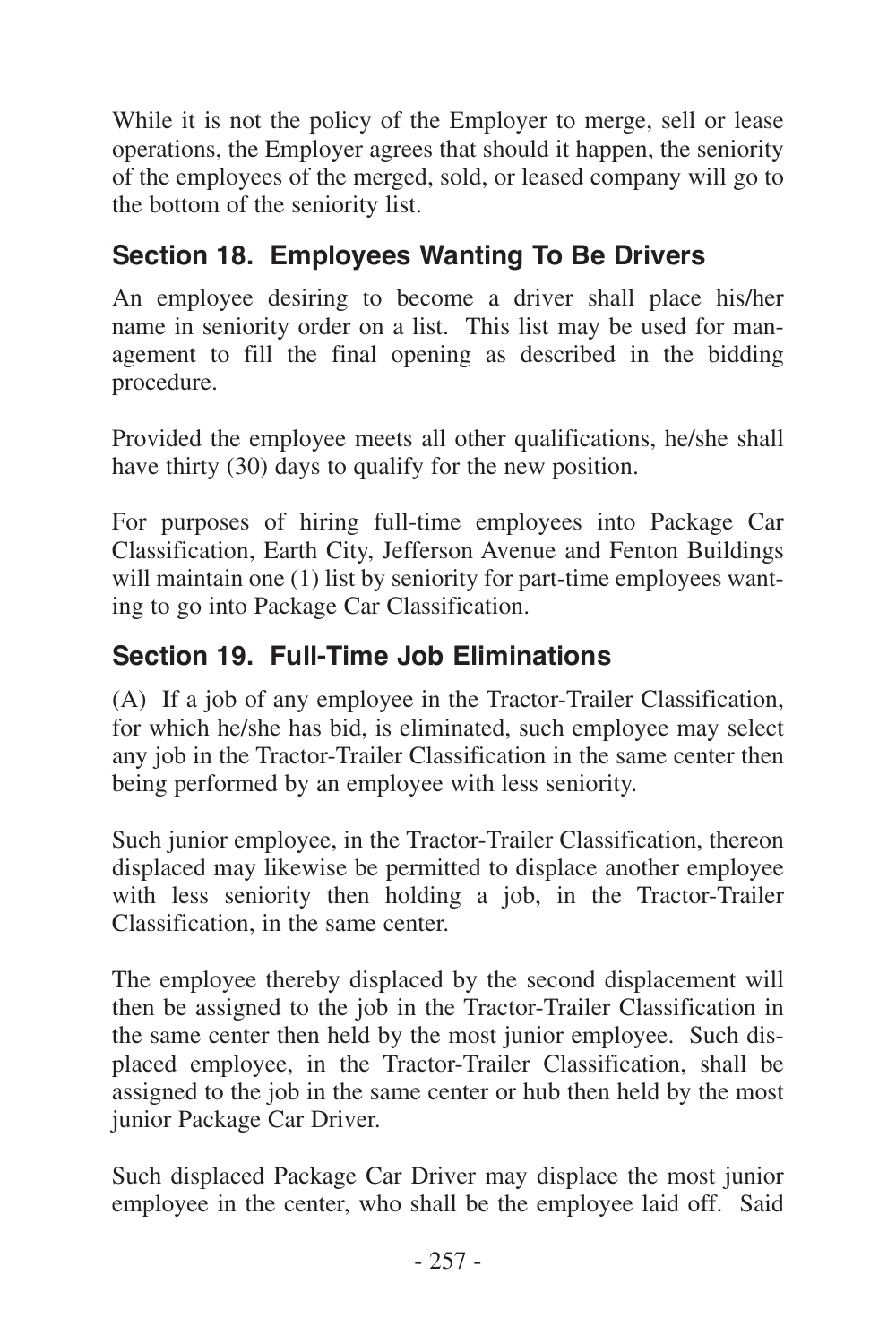While it is not the policy of the Employer to merge, sell or lease operations, the Employer agrees that should it happen, the seniority of the employees of the merged, sold, or leased company will go to the bottom of the seniority list.

## Section 18. Employees Wanting To Be Drivers

An employee desiring to become a driver shall place his/her name in seniority order on a list. This list may be used for management to fill the final opening as described in the bidding procedure.

Provided the employee meets all other qualifications, he/she shall have thirty (30) days to qualify for the new position.

For purposes of hiring full-time employees into Package Car Classification, Earth City, Jefferson Avenue and Fenton Buildings will maintain one (1) list by seniority for part-time employees wanting to go into Package Car Classification.

## Section 19. Full-Time Job Eliminations

(A) If a job of any employee in the Tractor-Trailer Classification, for which he/she has bid, is eliminated, such employee may select any job in the Tractor-Trailer Classification in the same center then being performed by an employee with less seniority.

Such junior employee, in the Tractor-Trailer Classification, thereon displaced may likewise be permitted to displace another employee with less seniority then holding a job, in the Tractor-Trailer Classification, in the same center.

The employee thereby displaced by the second displacement will then be assigned to the job in the Tractor-Trailer Classification in the same center then held by the most junior employee. Such displaced employee, in the Tractor-Trailer Classification, shall be assigned to the job in the same center or hub then held by the most junior Package Car Driver.

Such displaced Package Car Driver may displace the most junior employee in the center, who shall be the employee laid off. Said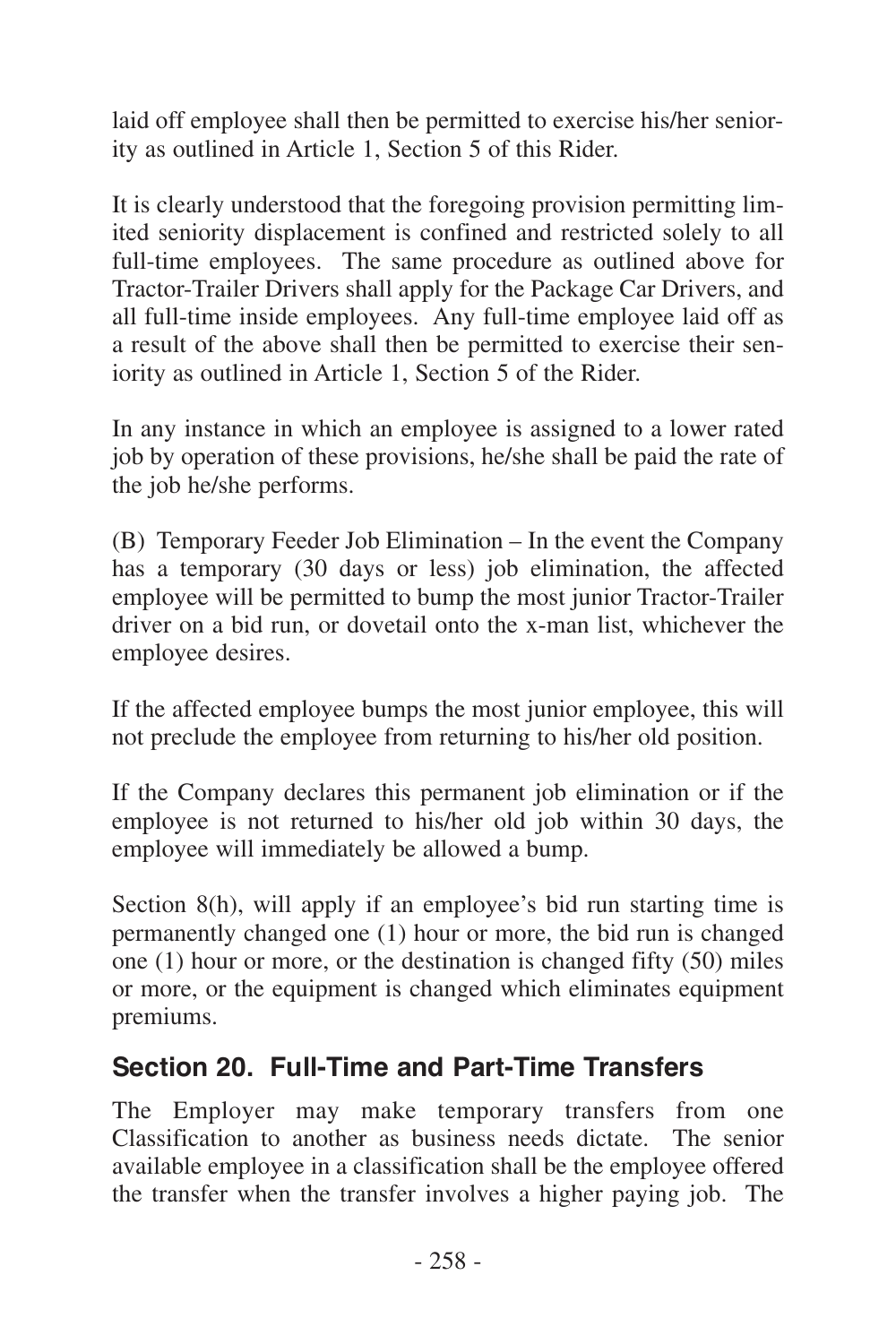laid off employee shall then be permitted to exercise his/her seniority as outlined in Article 1, Section 5 of this Rider.

It is clearly understood that the foregoing provision permitting limited seniority displacement is confined and restricted solely to all full-time employees. The same procedure as outlined above for Tractor-Trailer Drivers shall apply for the Package Car Drivers, and all full-time inside employees. Any full-time employee laid off as a result of the above shall then be permitted to exercise their seniority as outlined in Article 1, Section 5 of the Rider.

In any instance in which an employee is assigned to a lower rated job by operation of these provisions, he/she shall be paid the rate of the job he/she performs.

(B) Temporary Feeder Job Elimination – In the event the Company has a temporary (30 days or less) job elimination, the affected employee will be permitted to bump the most junior Tractor-Trailer driver on a bid run, or dovetail onto the x-man list, whichever the employee desires.

If the affected employee bumps the most junior employee, this will not preclude the employee from returning to his/her old position.

If the Company declares this permanent job elimination or if the employee is not returned to his/her old job within 30 days, the employee will immediately be allowed a bump.

Section 8(h), will apply if an employee's bid run starting time is permanently changed one (1) hour or more, the bid run is changed one (1) hour or more, or the destination is changed fifty (50) miles or more, or the equipment is changed which eliminates equipment premiums.

## Section 20. Full-Time and Part-Time Transfers

The Employer may make temporary transfers from one Classification to another as business needs dictate. The senior available employee in a classification shall be the employee offered the transfer when the transfer involves a higher paying job. The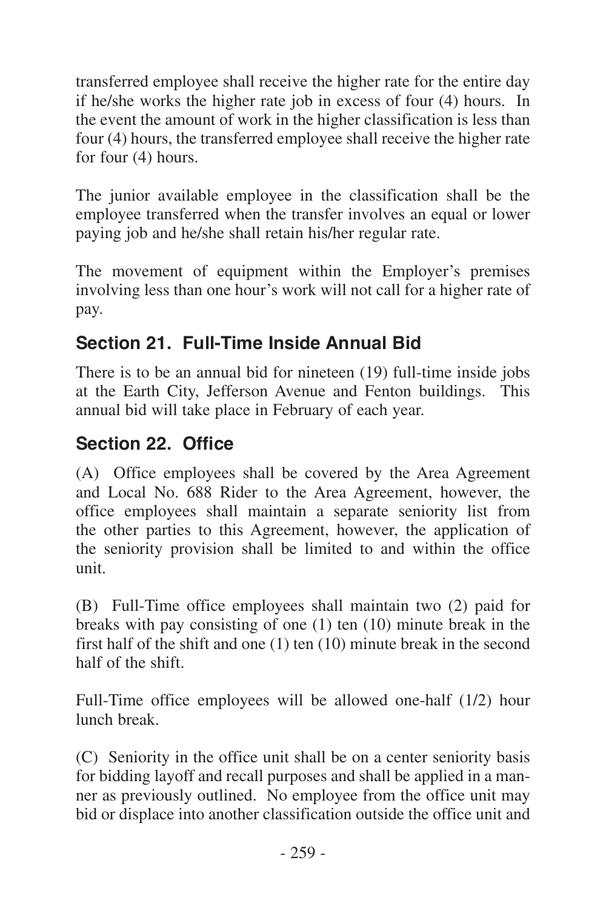transferred employee shall receive the higher rate for the entire day if he/she works the higher rate job in excess of four (4) hours. In the event the amount of work in the higher classification is less than four (4) hours, the transferred employee shall receive the higher rate for four (4) hours.

The junior available employee in the classification shall be the employee transferred when the transfer involves an equal or lower paying job and he/she shall retain his/her regular rate.

The movement of equipment within the Employer's premises involving less than one hour's work will not call for a higher rate of pay.

## Section 21. Full-Time Inside Annual Bid

There is to be an annual bid for nineteen (19) full-time inside jobs at the Earth City, Jefferson Avenue and Fenton buildings. This annual bid will take place in February of each year.

## Section 22. Office

(A) Office employees shall be covered by the Area Agreement and Local No. 688 Rider to the Area Agreement, however, the office employees shall maintain a separate seniority list from the other parties to this Agreement, however, the application of the seniority provision shall be limited to and within the office unit.

(B) Full-Time office employees shall maintain two (2) paid for breaks with pay consisting of one (1) ten (10) minute break in the first half of the shift and one (1) ten (10) minute break in the second half of the shift.

Full-Time office employees will be allowed one-half (1/2) hour lunch break.

(C) Seniority in the office unit shall be on a center seniority basis for bidding layoff and recall purposes and shall be applied in a manner as previously outlined. No employee from the office unit may bid or displace into another classification outside the office unit and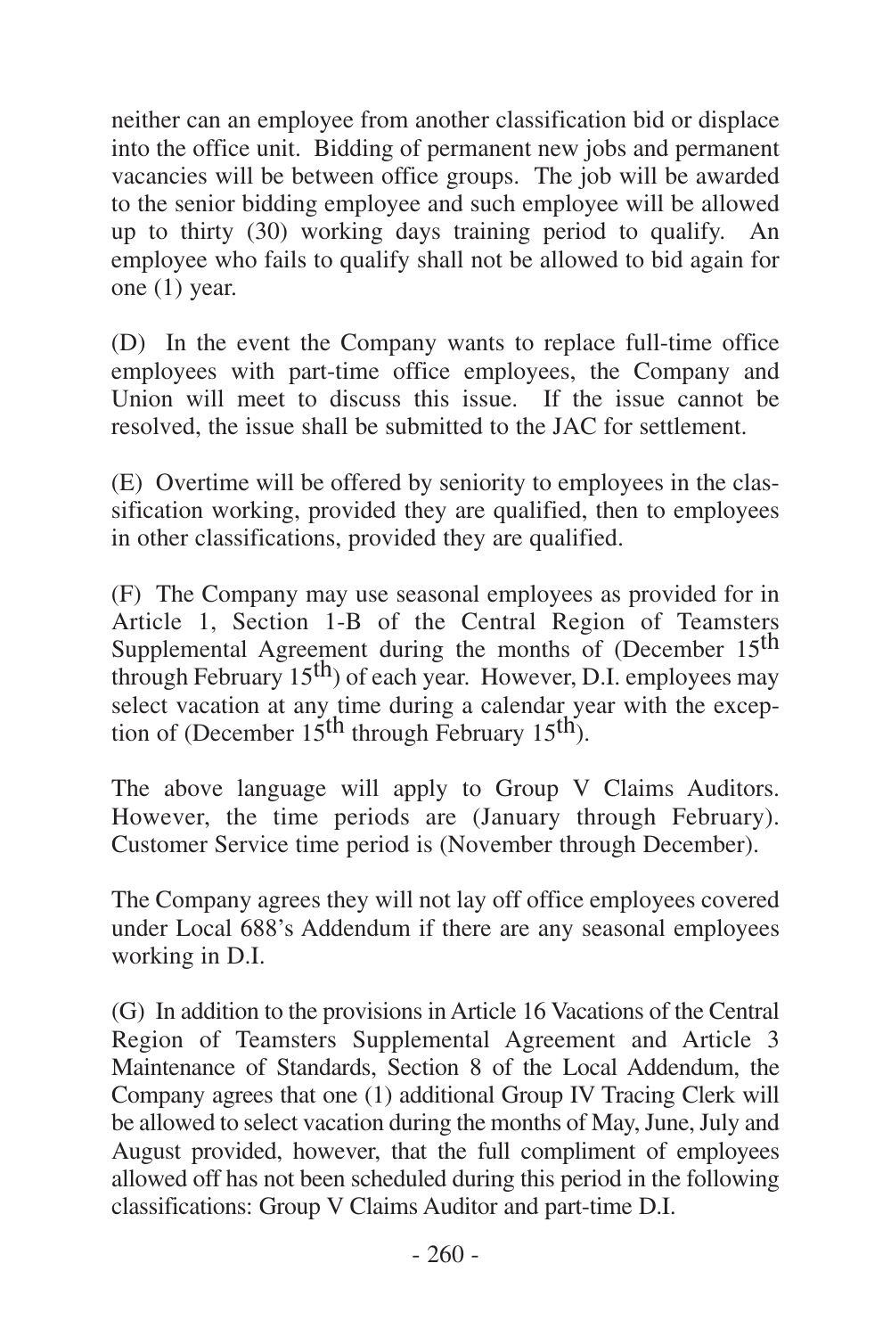neither can an employee from another classification bid or displace into the office unit. Bidding of permanent new jobs and permanent vacancies will be between office groups. The job will be awarded to the senior bidding employee and such employee will be allowed up to thirty (30) working days training period to qualify. An employee who fails to qualify shall not be allowed to bid again for one (1) year.

(D) In the event the Company wants to replace full-time office employees with part-time office employees, the Company and Union will meet to discuss this issue. If the issue cannot be resolved, the issue shall be submitted to the JAC for settlement.

(E) Overtime will be offered by seniority to employees in the classification working, provided they are qualified, then to employees in other classifications, provided they are qualified.

(F) The Company may use seasonal employees as provided for in Article 1, Section 1-B of the Central Region of Teamsters Supplemental Agreement during the months of (December 15th through February 15th) of each year. However, D.I. employees may select vacation at any time during a calendar year with the exception of (December 15th through February 15th).

The above language will apply to Group V Claims Auditors. However, the time periods are (January through February). Customer Service time period is (November through December).

The Company agrees they will not lay off office employees covered under Local 688's Addendum if there are any seasonal employees working in D.I.

(G) In addition to the provisions in Article 16 Vacations of the Central Region of Teamsters Supplemental Agreement and Article 3 Maintenance of Standards, Section 8 of the Local Addendum, the Company agrees that one (1) additional Group IV Tracing Clerk will be allowed to select vacation during the months of May, June, July and August provided, however, that the full compliment of employees allowed off has not been scheduled during this period in the following classifications: Group V Claims Auditor and part-time D.I.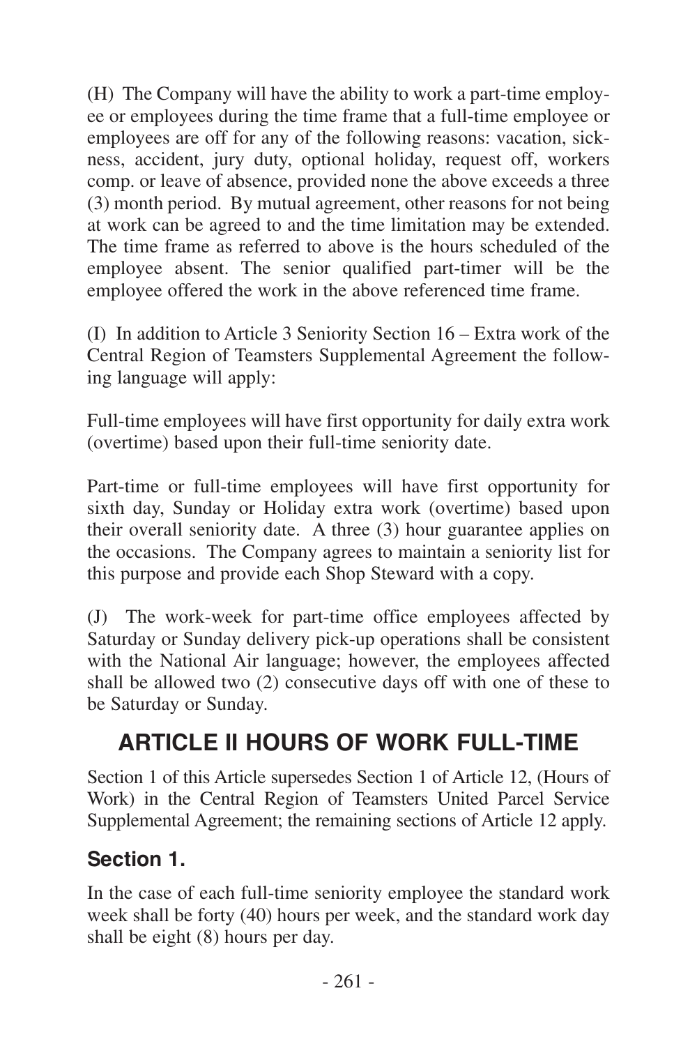(H) The Company will have the ability to work a part-time employee or employees during the time frame that a full-time employee or employees are off for any of the following reasons: vacation, sickness, accident, jury duty, optional holiday, request off, workers comp. or leave of absence, provided none the above exceeds a three (3) month period. By mutual agreement, other reasons for not being at work can be agreed to and the time limitation may be extended. The time frame as referred to above is the hours scheduled of the employee absent. The senior qualified part-timer will be the employee offered the work in the above referenced time frame.

(I) In addition to Article 3 Seniority Section 16 – Extra work of the Central Region of Teamsters Supplemental Agreement the following language will apply:

Full-time employees will have first opportunity for daily extra work (overtime) based upon their full-time seniority date.

Part-time or full-time employees will have first opportunity for sixth day, Sunday or Holiday extra work (overtime) based upon their overall seniority date. A three (3) hour guarantee applies on the occasions. The Company agrees to maintain a seniority list for this purpose and provide each Shop Steward with a copy.

(J) The work-week for part-time office employees affected by Saturday or Sunday delivery pick-up operations shall be consistent with the National Air language; however, the employees affected shall be allowed two (2) consecutive days off with one of these to be Saturday or Sunday.

# ARTICLE II HOURS OF WORK FULL-TIME

Section 1 of this Article supersedes Section 1 of Article 12, (Hours of Work) in the Central Region of Teamsters United Parcel Service Supplemental Agreement; the remaining sections of Article 12 apply.

## Section 1.

In the case of each full-time seniority employee the standard work week shall be forty (40) hours per week, and the standard work day shall be eight (8) hours per day.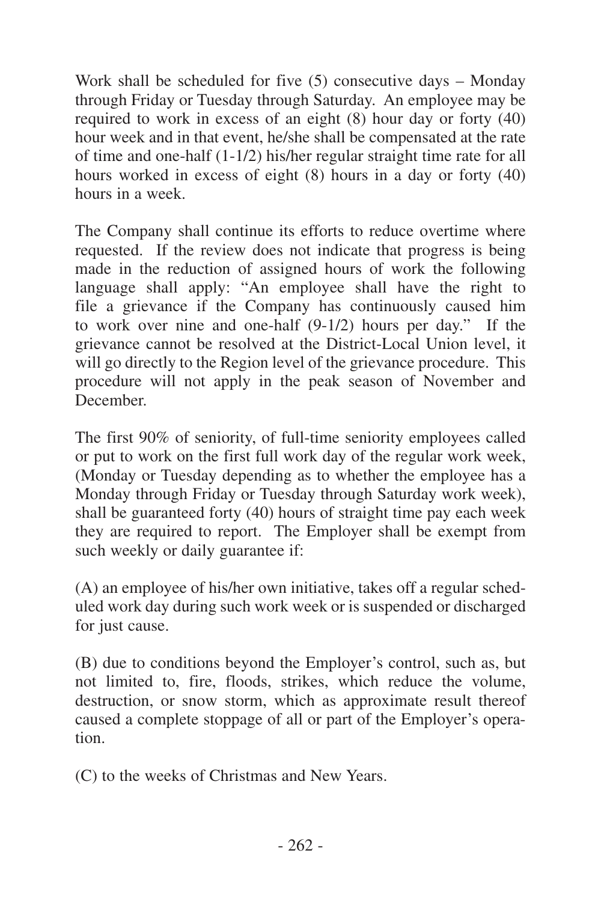Work shall be scheduled for five (5) consecutive days – Monday through Friday or Tuesday through Saturday. An employee may be required to work in excess of an eight (8) hour day or forty (40) hour week and in that event, he/she shall be compensated at the rate of time and one-half (1-1/2) his/her regular straight time rate for all hours worked in excess of eight (8) hours in a day or forty (40) hours in a week.

The Company shall continue its efforts to reduce overtime where requested. If the review does not indicate that progress is being made in the reduction of assigned hours of work the following language shall apply: "An employee shall have the right to file a grievance if the Company has continuously caused him to work over nine and one-half (9-1/2) hours per day." If the grievance cannot be resolved at the District-Local Union level, it will go directly to the Region level of the grievance procedure. This procedure will not apply in the peak season of November and December.

The first 90% of seniority, of full-time seniority employees called or put to work on the first full work day of the regular work week, (Monday or Tuesday depending as to whether the employee has a Monday through Friday or Tuesday through Saturday work week), shall be guaranteed forty (40) hours of straight time pay each week they are required to report. The Employer shall be exempt from such weekly or daily guarantee if:

(A) an employee of his/her own initiative, takes off a regular scheduled work day during such work week or is suspended or discharged for just cause.

(B) due to conditions beyond the Employer's control, such as, but not limited to, fire, floods, strikes, which reduce the volume, destruction, or snow storm, which as approximate result thereof caused a complete stoppage of all or part of the Employer's operation.

(C) to the weeks of Christmas and New Years.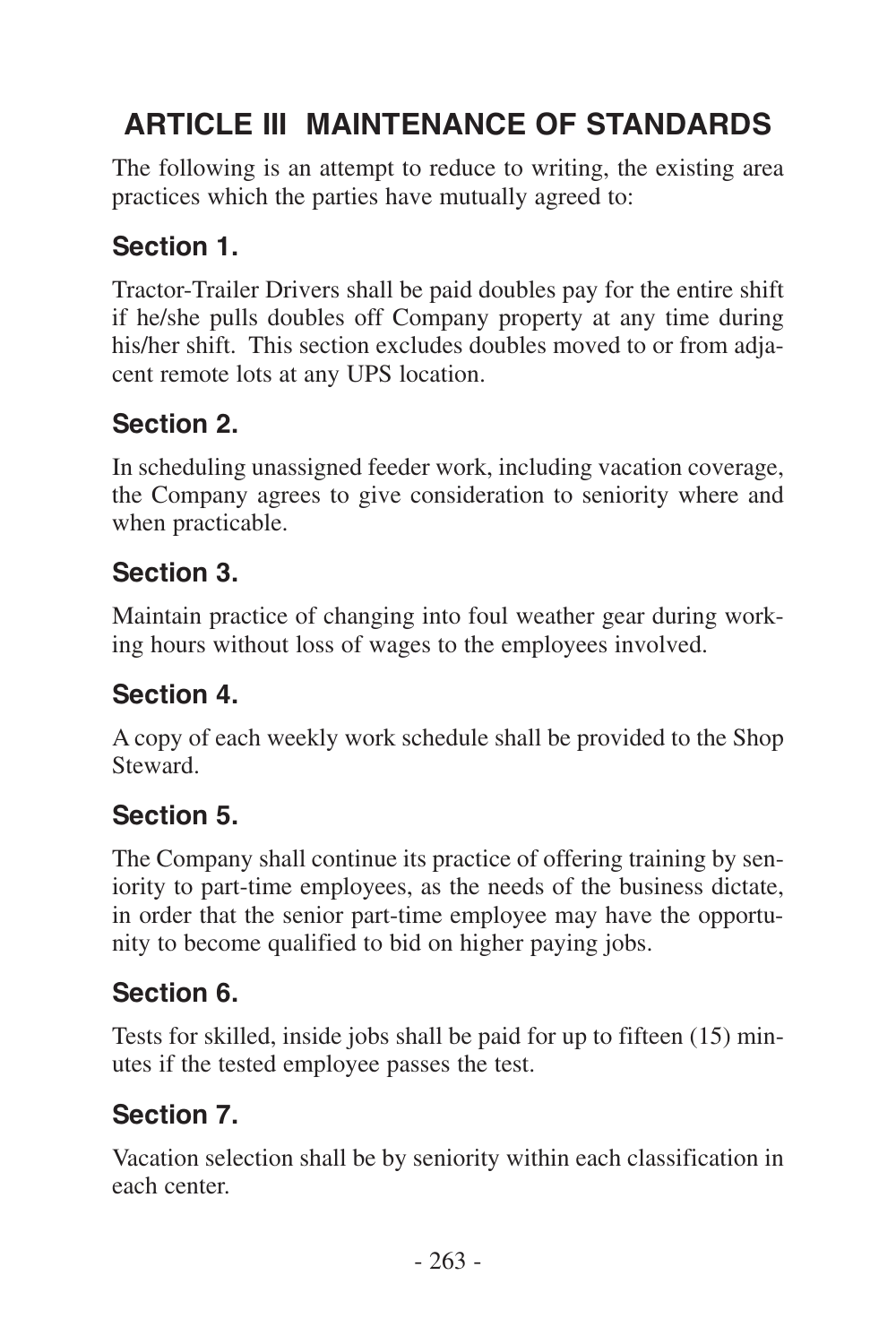# ARTICLE III MAINTENANCE OF STANDARDS

The following is an attempt to reduce to writing, the existing area practices which the parties have mutually agreed to:

## Section 1.

Tractor-Trailer Drivers shall be paid doubles pay for the entire shift if he/she pulls doubles off Company property at any time during his/her shift. This section excludes doubles moved to or from adjacent remote lots at any UPS location.

## Section 2.

In scheduling unassigned feeder work, including vacation coverage, the Company agrees to give consideration to seniority where and when practicable.

## Section 3.

Maintain practice of changing into foul weather gear during working hours without loss of wages to the employees involved.

## Section 4.

A copy of each weekly work schedule shall be provided to the Shop Steward.

## Section 5.

The Company shall continue its practice of offering training by seniority to part-time employees, as the needs of the business dictate, in order that the senior part-time employee may have the opportunity to become qualified to bid on higher paying jobs.

## Section 6.

Tests for skilled, inside jobs shall be paid for up to fifteen (15) minutes if the tested employee passes the test.

## Section 7.

Vacation selection shall be by seniority within each classification in each center.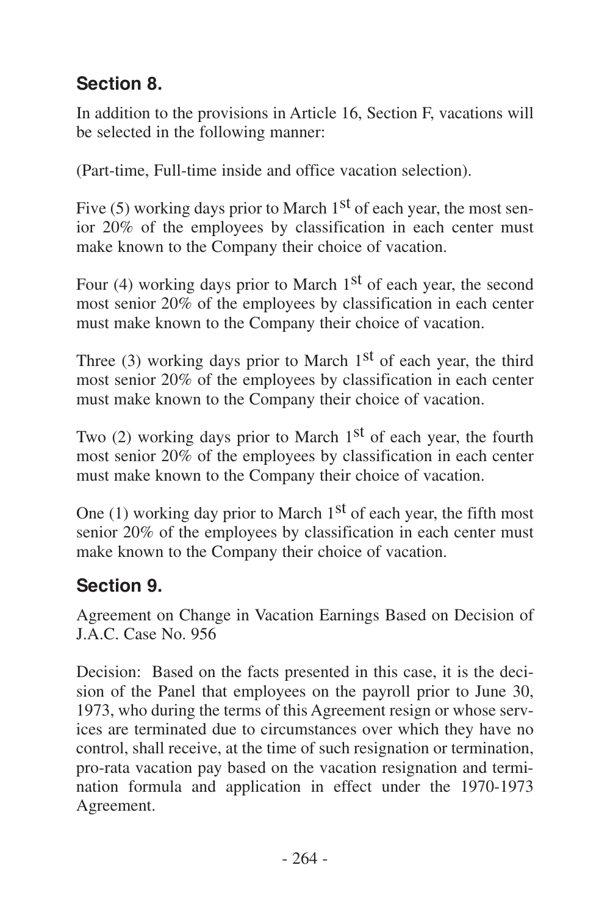## Section 8.

In addition to the provisions in Article 16, Section F, vacations will be selected in the following manner:

(Part-time, Full-time inside and office vacation selection).

Five (5) working days prior to March 1st of each year, the most senior 20% of the employees by classification in each center must make known to the Company their choice of vacation.

Four (4) working days prior to March 1st of each year, the second most senior 20% of the employees by classification in each center must make known to the Company their choice of vacation.

Three (3) working days prior to March 1st of each year, the third most senior 20% of the employees by classification in each center must make known to the Company their choice of vacation.

Two (2) working days prior to March 1st of each year, the fourth most senior 20% of the employees by classification in each center must make known to the Company their choice of vacation.

One (1) working day prior to March 1st of each year, the fifth most senior 20% of the employees by classification in each center must make known to the Company their choice of vacation.

## Section 9.

Agreement on Change in Vacation Earnings Based on Decision of J.A.C. Case No. 956

Decision: Based on the facts presented in this case, it is the decision of the Panel that employees on the payroll prior to June 30, 1973, who during the terms of this Agreement resign or whose services are terminated due to circumstances over which they have no control, shall receive, at the time of such resignation or termination, pro-rata vacation pay based on the vacation resignation and termination formula and application in effect under the 1970-1973 Agreement.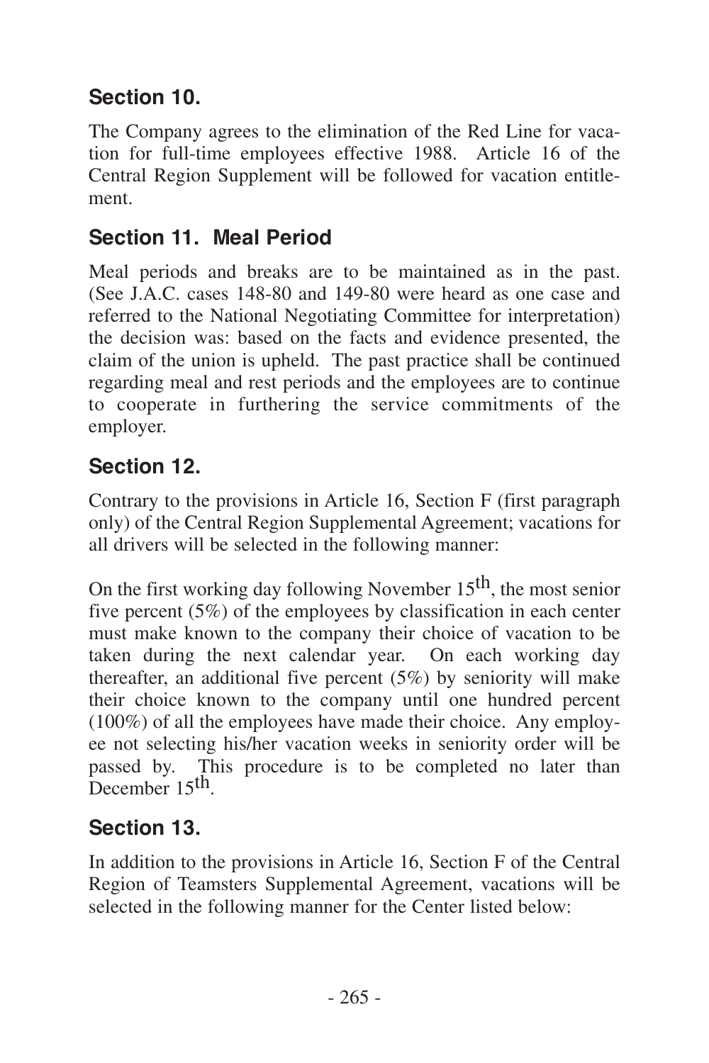## Section 10.

The Company agrees to the elimination of the Red Line for vacation for full-time employees effective 1988. Article 16 of the Central Region Supplement will be followed for vacation entitlement.

## Section 11. Meal Period

Meal periods and breaks are to be maintained as in the past. (See J.A.C. cases 148-80 and 149-80 were heard as one case and referred to the National Negotiating Committee for interpretation) the decision was: based on the facts and evidence presented, the claim of the union is upheld. The past practice shall be continued regarding meal and rest periods and the employees are to continue to cooperate in furthering the service commitments of the employer.

## Section 12.

Contrary to the provisions in Article 16, Section F (first paragraph only) of the Central Region Supplemental Agreement; vacations for all drivers will be selected in the following manner:

On the first working day following November 15th, the most senior five percent (5%) of the employees by classification in each center must make known to the company their choice of vacation to be taken during the next calendar year. On each working day thereafter, an additional five percent (5%) by seniority will make their choice known to the company until one hundred percent (100%) of all the employees have made their choice. Any employee not selecting his/her vacation weeks in seniority order will be passed by. This procedure is to be completed no later than December 15th.

## Section 13.

In addition to the provisions in Article 16, Section F of the Central Region of Teamsters Supplemental Agreement, vacations will be selected in the following manner for the Center listed below: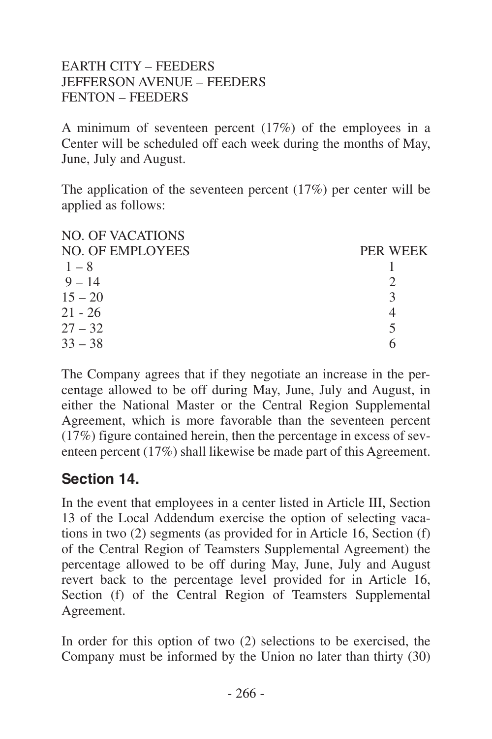EARTH CITY – FEEDERS
JEFFERSON AVENUE – FEEDERS
FENTON – FEEDERS

A minimum of seventeen percent (17%) of the employees in a Center will be scheduled off each week during the months of May, June, July and August.

The application of the seventeen percent (17%) per center will be applied as follows:

| NO. OF EMPLOYEES | NO. OF VACATIONS PER WEEK |
|---|---|
| 1 – 8 | 1 |
| 9 – 14 | 2 |
| 15 – 20 | 3 |
| 21 - 26 | 4 |
| 27 – 32 | 5 |
| 33 – 38 | 6 |

The Company agrees that if they negotiate an increase in the percentage allowed to be off during May, June, July and August, in either the National Master or the Central Region Supplemental Agreement, which is more favorable than the seventeen percent (17%) figure contained herein, then the percentage in excess of seventeen percent (17%) shall likewise be made part of this Agreement.

## Section 14.

In the event that employees in a center listed in Article III, Section 13 of the Local Addendum exercise the option of selecting vacations in two (2) segments (as provided for in Article 16, Section (f) of the Central Region of Teamsters Supplemental Agreement) the percentage allowed to be off during May, June, July and August revert back to the percentage level provided for in Article 16, Section (f) of the Central Region of Teamsters Supplemental Agreement.

In order for this option of two (2) selections to be exercised, the Company must be informed by the Union no later than thirty (30)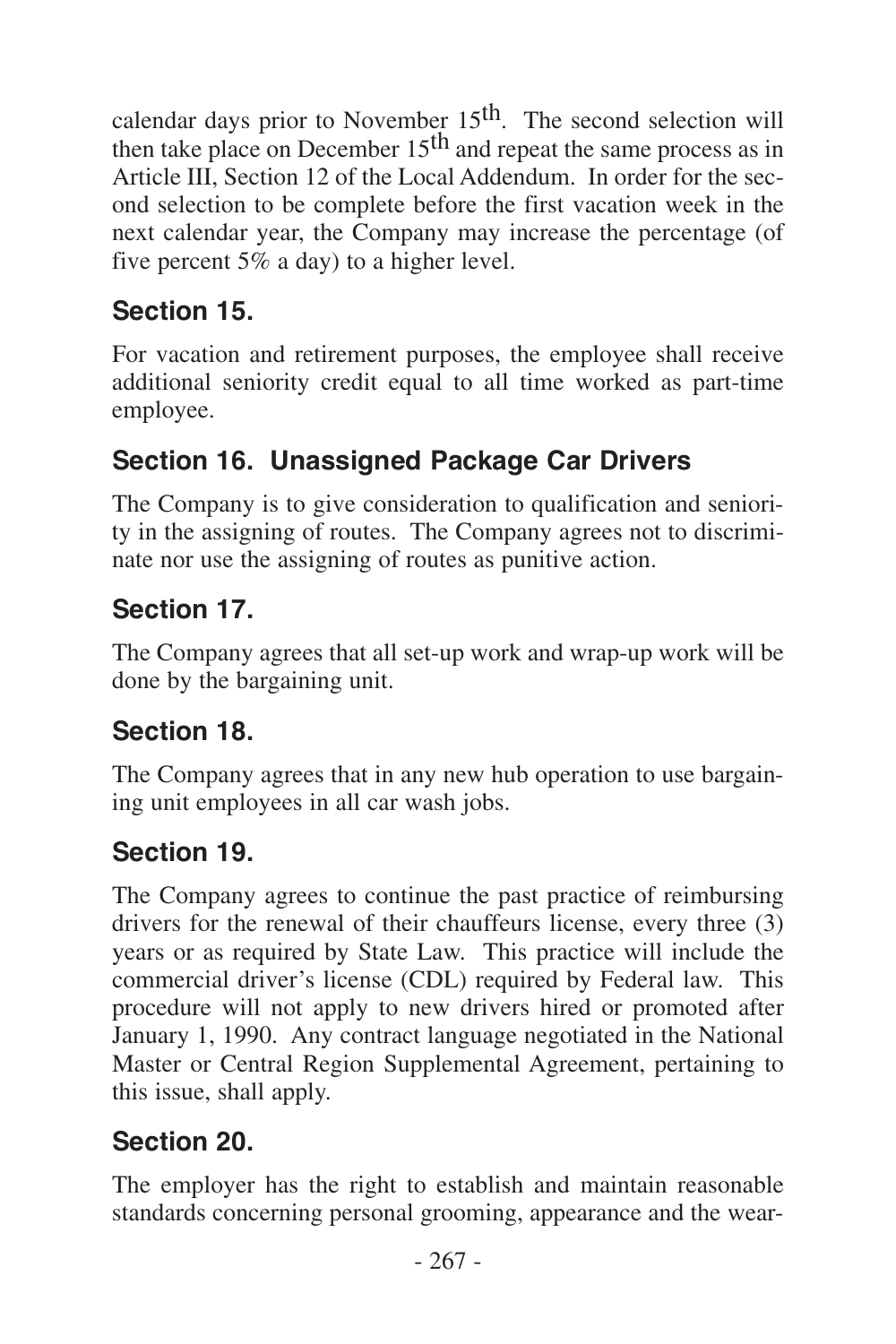calendar days prior to November 15th. The second selection will then take place on December 15th and repeat the same process as in Article III, Section 12 of the Local Addendum. In order for the second selection to be complete before the first vacation week in the next calendar year, the Company may increase the percentage (of five percent 5% a day) to a higher level.

## Section 15.

For vacation and retirement purposes, the employee shall receive additional seniority credit equal to all time worked as part-time employee.

## Section 16. Unassigned Package Car Drivers

The Company is to give consideration to qualification and seniority in the assigning of routes. The Company agrees not to discriminate nor use the assigning of routes as punitive action.

## Section 17.

The Company agrees that all set-up work and wrap-up work will be done by the bargaining unit.

## Section 18.

The Company agrees that in any new hub operation to use bargaining unit employees in all car wash jobs.

## Section 19.

The Company agrees to continue the past practice of reimbursing drivers for the renewal of their chauffeurs license, every three (3) years or as required by State Law. This practice will include the commercial driver's license (CDL) required by Federal law. This procedure will not apply to new drivers hired or promoted after January 1, 1990. Any contract language negotiated in the National Master or Central Region Supplemental Agreement, pertaining to this issue, shall apply.

## Section 20.

The employer has the right to establish and maintain reasonable standards concerning personal grooming, appearance and the wear-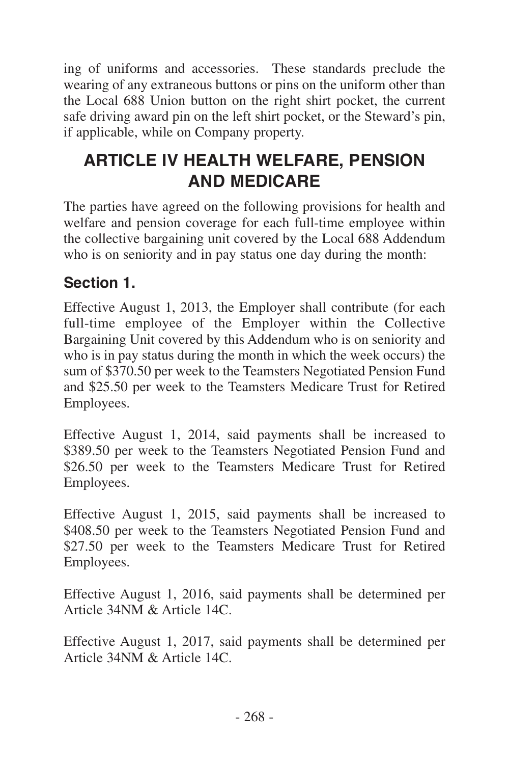ing of uniforms and accessories. These standards preclude the wearing of any extraneous buttons or pins on the uniform other than the Local 688 Union button on the right shirt pocket, the current safe driving award pin on the left shirt pocket, or the Steward's pin, if applicable, while on Company property.

# ARTICLE IV HEALTH WELFARE, PENSION AND MEDICARE

The parties have agreed on the following provisions for health and welfare and pension coverage for each full-time employee within the collective bargaining unit covered by the Local 688 Addendum who is on seniority and in pay status one day during the month:

## Section 1.

Effective August 1, 2013, the Employer shall contribute (for each full-time employee of the Employer within the Collective Bargaining Unit covered by this Addendum who is on seniority and who is in pay status during the month in which the week occurs) the sum of $370.50 per week to the Teamsters Negotiated Pension Fund and $25.50 per week to the Teamsters Medicare Trust for Retired Employees.

Effective August 1, 2014, said payments shall be increased to $389.50 per week to the Teamsters Negotiated Pension Fund and $26.50 per week to the Teamsters Medicare Trust for Retired Employees.

Effective August 1, 2015, said payments shall be increased to $408.50 per week to the Teamsters Negotiated Pension Fund and $27.50 per week to the Teamsters Medicare Trust for Retired Employees.

Effective August 1, 2016, said payments shall be determined per Article 34NM & Article 14C.

Effective August 1, 2017, said payments shall be determined per Article 34NM & Article 14C.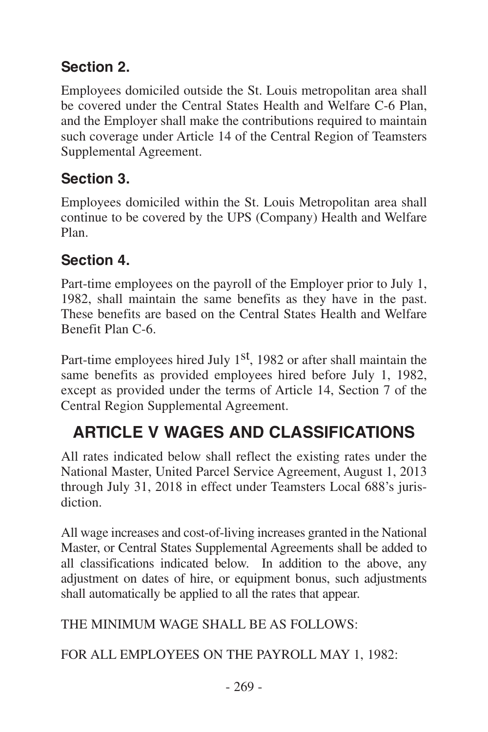### Section 2.

Employees domiciled outside the St. Louis metropolitan area shall be covered under the Central States Health and Welfare C-6 Plan, and the Employer shall make the contributions required to maintain such coverage under Article 14 of the Central Region of Teamsters Supplemental Agreement.

### Section 3.

Employees domiciled within the St. Louis Metropolitan area shall continue to be covered by the UPS (Company) Health and Welfare Plan.

### Section 4.

Part-time employees on the payroll of the Employer prior to July 1, 1982, shall maintain the same benefits as they have in the past. These benefits are based on the Central States Health and Welfare Benefit Plan C-6.

Part-time employees hired July 1st, 1982 or after shall maintain the same benefits as provided employees hired before July 1, 1982, except as provided under the terms of Article 14, Section 7 of the Central Region Supplemental Agreement.

## ARTICLE V WAGES AND CLASSIFICATIONS

All rates indicated below shall reflect the existing rates under the National Master, United Parcel Service Agreement, August 1, 2013 through July 31, 2018 in effect under Teamsters Local 688's jurisdiction.

All wage increases and cost-of-living increases granted in the National Master, or Central States Supplemental Agreements shall be added to all classifications indicated below. In addition to the above, any adjustment on dates of hire, or equipment bonus, such adjustments shall automatically be applied to all the rates that appear.

THE MINIMUM WAGE SHALL BE AS FOLLOWS:

FOR ALL EMPLOYEES ON THE PAYROLL MAY 1, 1982: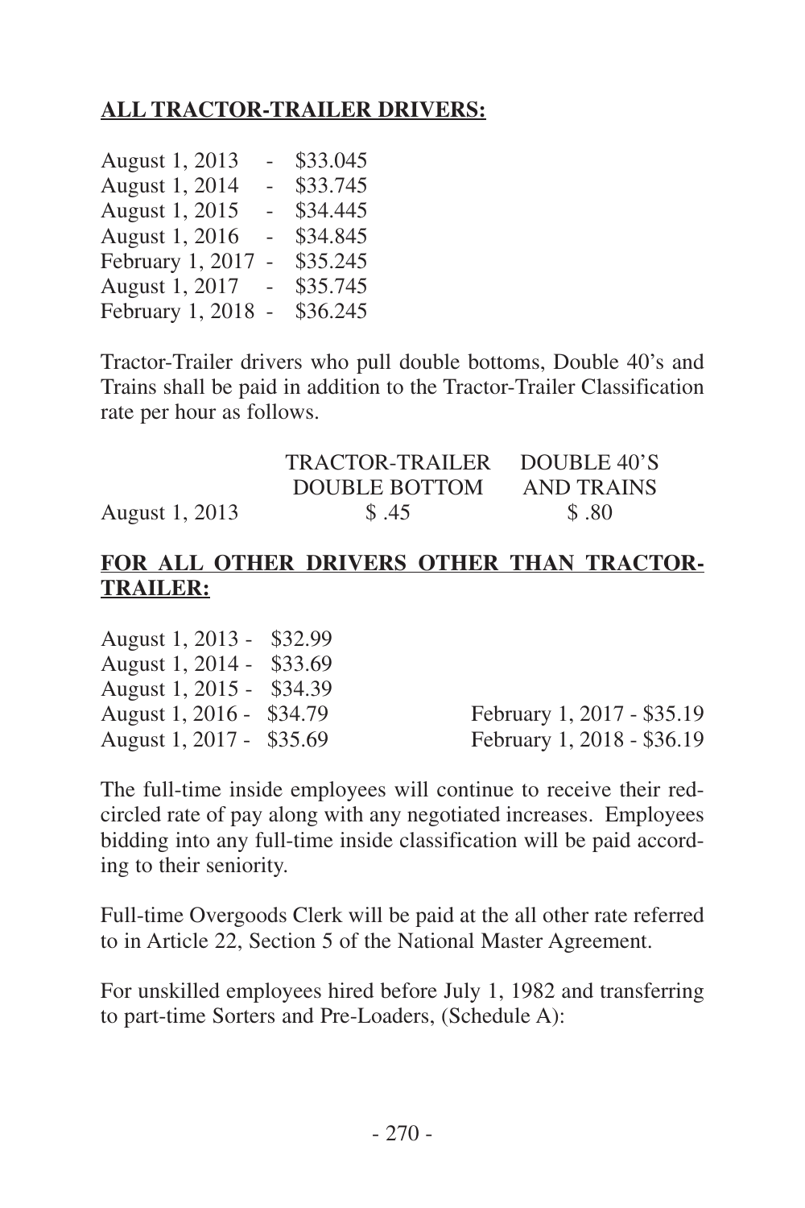**ALL TRACTOR-TRAILER DRIVERS:**

| | | |
|---|---|---|
| August 1, 2013 | - | $33.045 |
| August 1, 2014 | - | $33.745 |
| August 1, 2015 | - | $34.445 |
| August 1, 2016 | - | $34.845 |
| February 1, 2017 | - | $35.245 |
| August 1, 2017 | - | $35.745 |
| February 1, 2018 | - | $36.245 |

Tractor-Trailer drivers who pull double bottoms, Double 40's and Trains shall be paid in addition to the Tractor-Trailer Classification rate per hour as follows.

| | TRACTOR-TRAILER DOUBLE BOTTOM | DOUBLE 40'S AND TRAINS |
|---|---|---|
| August 1, 2013 | $ .45 | $ .80 |

**FOR ALL OTHER DRIVERS OTHER THAN TRACTOR-TRAILER:**

| | |
|---|---|
| August 1, 2013 - $32.99 | |
| August 1, 2014 - $33.69 | |
| August 1, 2015 - $34.39 | |
| August 1, 2016 - $34.79 | February 1, 2017 - $35.19 |
| August 1, 2017 - $35.69 | February 1, 2018 - $36.19 |

The full-time inside employees will continue to receive their red-circled rate of pay along with any negotiated increases. Employees bidding into any full-time inside classification will be paid according to their seniority.

Full-time Overgoods Clerk will be paid at the all other rate referred to in Article 22, Section 5 of the National Master Agreement.

For unskilled employees hired before July 1, 1982 and transferring to part-time Sorters and Pre-Loaders, (Schedule A):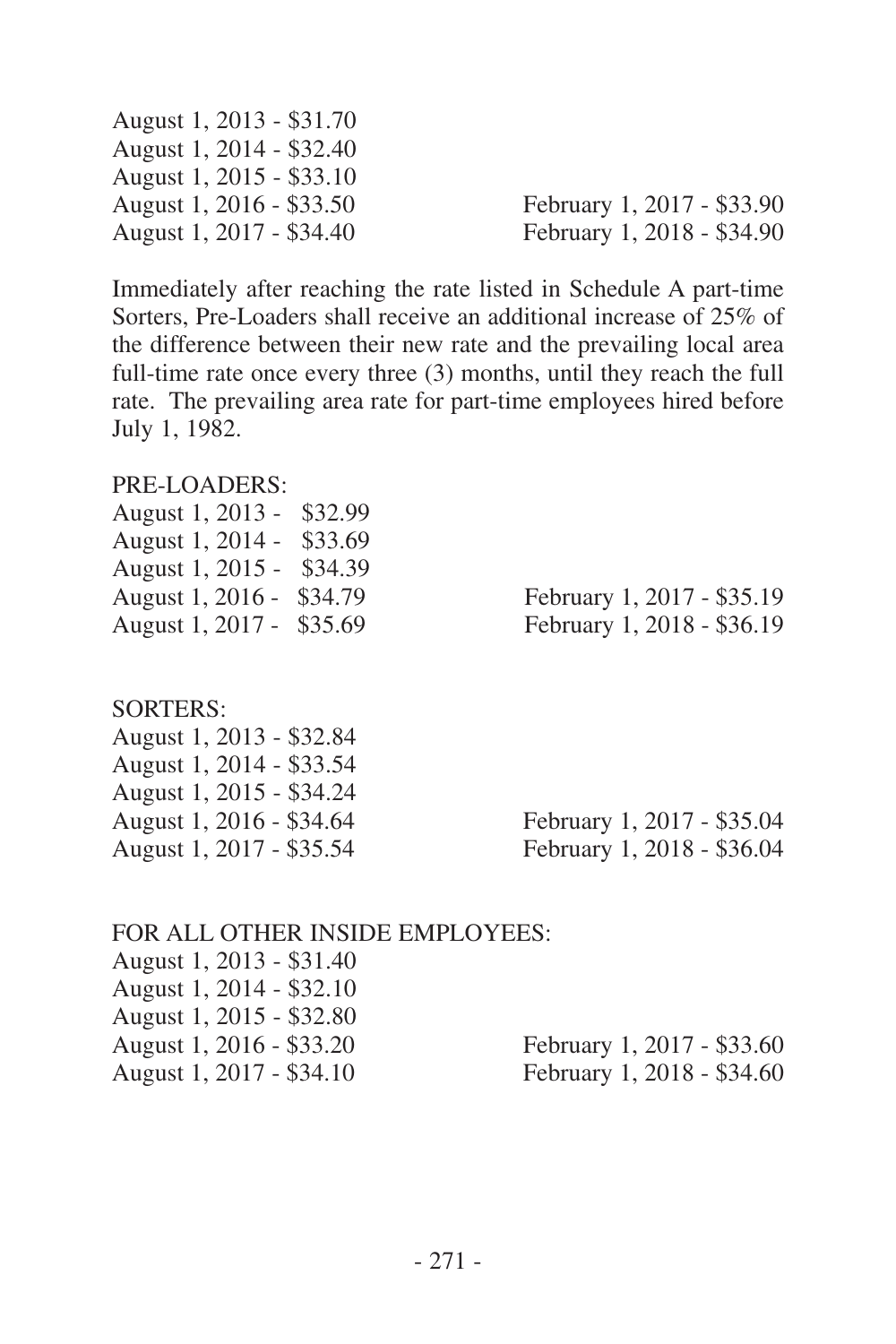August 1, 2013 - $31.70
August 1, 2014 - $32.40
August 1, 2015 - $33.10
August 1, 2016 - $33.50 February 1, 2017 - $33.90
August 1, 2017 - $34.40 February 1, 2018 - $34.90

Immediately after reaching the rate listed in Schedule A part-time Sorters, Pre-Loaders shall receive an additional increase of 25% of the difference between their new rate and the prevailing local area full-time rate once every three (3) months, until they reach the full rate. The prevailing area rate for part-time employees hired before July 1, 1982.

PRE-LOADERS:
August 1, 2013 - $32.99
August 1, 2014 - $33.69
August 1, 2015 - $34.39
August 1, 2016 - $34.79 February 1, 2017 - $35.19
August 1, 2017 - $35.69 February 1, 2018 - $36.19

SORTERS:
August 1, 2013 - $32.84
August 1, 2014 - $33.54
August 1, 2015 - $34.24
August 1, 2016 - $34.64 February 1, 2017 - $35.04
August 1, 2017 - $35.54 February 1, 2018 - $36.04

FOR ALL OTHER INSIDE EMPLOYEES:
August 1, 2013 - $31.40
August 1, 2014 - $32.10
August 1, 2015 - $32.80
August 1, 2016 - $33.20 February 1, 2017 - $33.60
August 1, 2017 - $34.10 February 1, 2018 - $34.60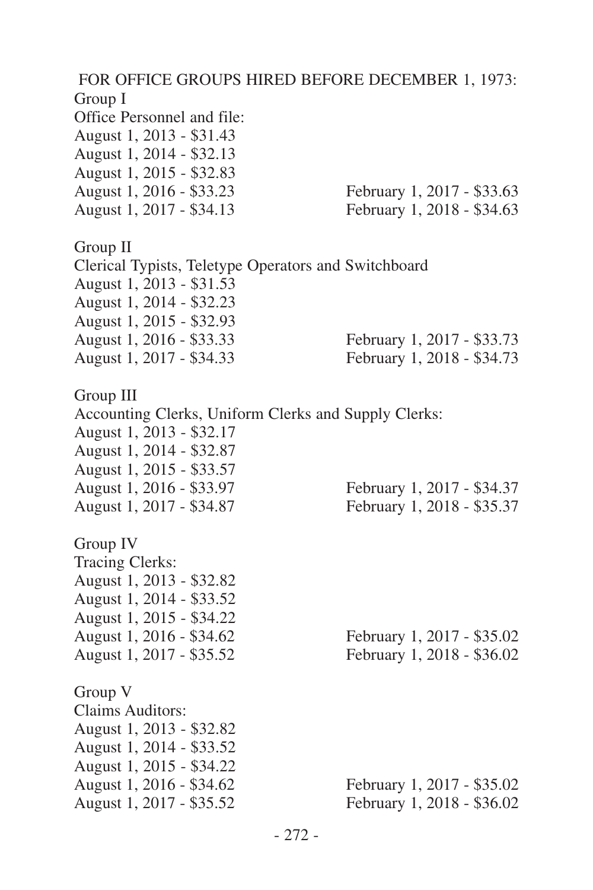FOR OFFICE GROUPS HIRED BEFORE DECEMBER 1, 1973:

Group I

Office Personnel and file:

August 1, 2013 - $31.43
August 1, 2014 - $32.13
August 1, 2015 - $32.83
August 1, 2016 - $33.23 February 1, 2017 - $33.63
August 1, 2017 - $34.13 February 1, 2018 - $34.63

Group II

Clerical Typists, Teletype Operators and Switchboard

August 1, 2013 - $31.53
August 1, 2014 - $32.23
August 1, 2015 - $32.93
August 1, 2016 - $33.33 February 1, 2017 - $33.73
August 1, 2017 - $34.33 February 1, 2018 - $34.73

Group III

Accounting Clerks, Uniform Clerks and Supply Clerks:

August 1, 2013 - $32.17
August 1, 2014 - $32.87
August 1, 2015 - $33.57
August 1, 2016 - $33.97 February 1, 2017 - $34.37
August 1, 2017 - $34.87 February 1, 2018 - $35.37

Group IV

Tracing Clerks:

August 1, 2013 - $32.82
August 1, 2014 - $33.52
August 1, 2015 - $34.22
August 1, 2016 - $34.62 February 1, 2017 - $35.02
August 1, 2017 - $35.52 February 1, 2018 - $36.02

Group V

Claims Auditors:

August 1, 2013 - $32.82
August 1, 2014 - $33.52
August 1, 2015 - $34.22
August 1, 2016 - $34.62 February 1, 2017 - $35.02
August 1, 2017 - $35.52 February 1, 2018 - $36.02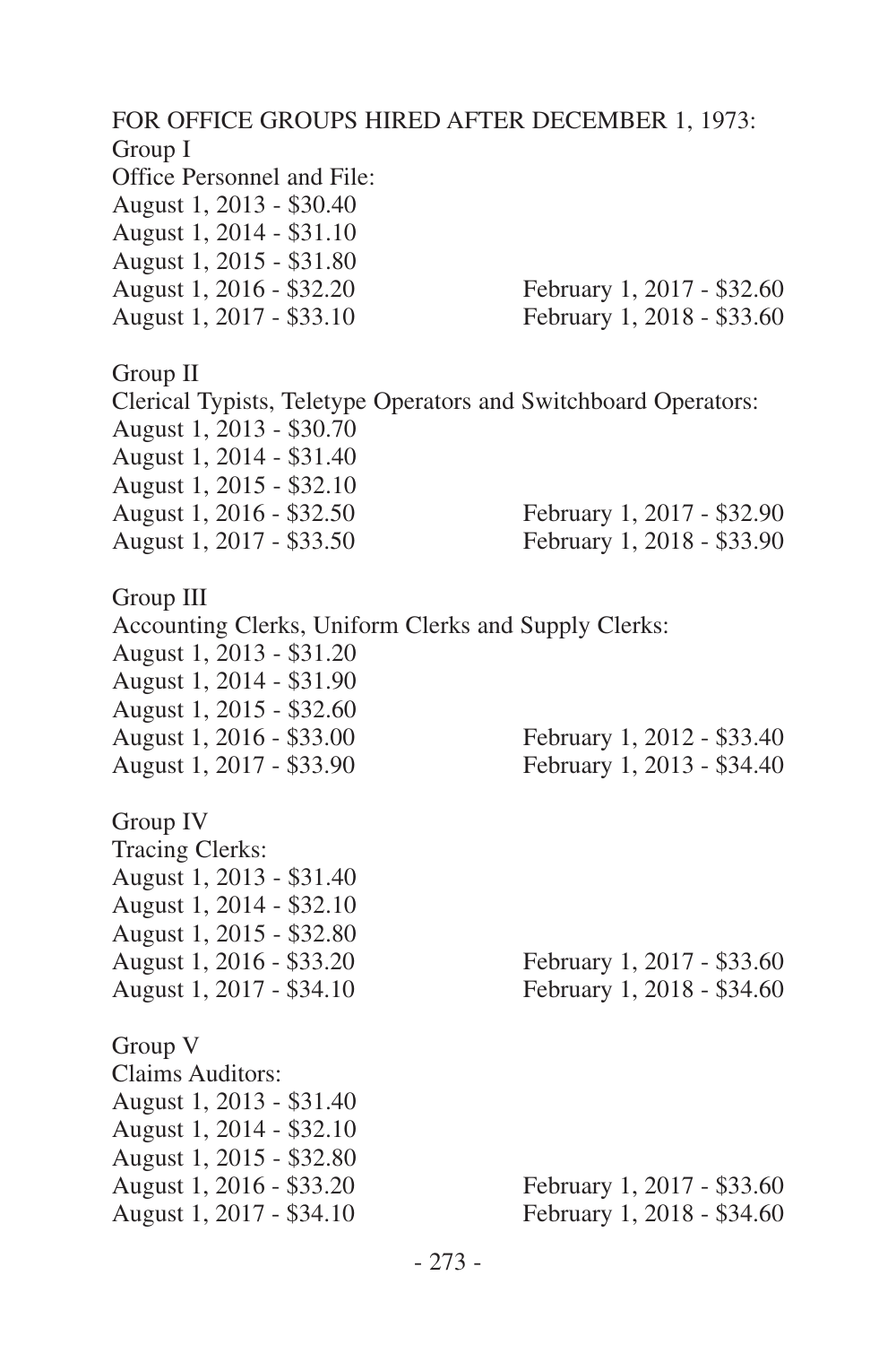FOR OFFICE GROUPS HIRED AFTER DECEMBER 1, 1973:

Group I

Office Personnel and File:

August 1, 2013 - $30.40
August 1, 2014 - $31.10
August 1, 2015 - $31.80
August 1, 2016 - $32.20 February 1, 2017 - $32.60
August 1, 2017 - $33.10 February 1, 2018 - $33.60

Group II

Clerical Typists, Teletype Operators and Switchboard Operators:

August 1, 2013 - $30.70
August 1, 2014 - $31.40
August 1, 2015 - $32.10
August 1, 2016 - $32.50 February 1, 2017 - $32.90
August 1, 2017 - $33.50 February 1, 2018 - $33.90

Group III

Accounting Clerks, Uniform Clerks and Supply Clerks:

August 1, 2013 - $31.20
August 1, 2014 - $31.90
August 1, 2015 - $32.60
August 1, 2016 - $33.00 February 1, 2012 - $33.40
August 1, 2017 - $33.90 February 1, 2013 - $34.40

Group IV

Tracing Clerks:

August 1, 2013 - $31.40
August 1, 2014 - $32.10
August 1, 2015 - $32.80
August 1, 2016 - $33.20 February 1, 2017 - $33.60
August 1, 2017 - $34.10 February 1, 2018 - $34.60

Group V

Claims Auditors:

August 1, 2013 - $31.40
August 1, 2014 - $32.10
August 1, 2015 - $32.80
August 1, 2016 - $33.20 February 1, 2017 - $33.60
August 1, 2017 - $34.10 February 1, 2018 - $34.60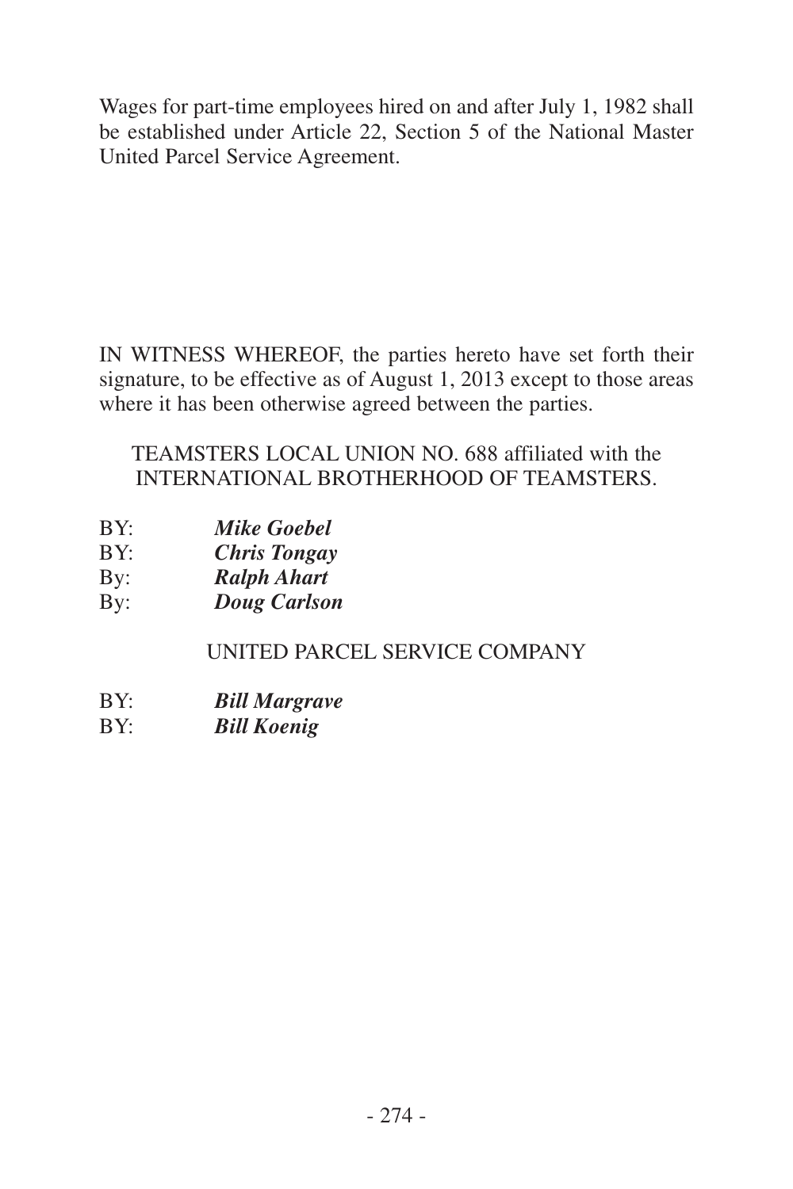Wages for part-time employees hired on and after July 1, 1982 shall be established under Article 22, Section 5 of the National Master United Parcel Service Agreement.

IN WITNESS WHEREOF, the parties hereto have set forth their signature, to be effective as of August 1, 2013 except to those areas where it has been otherwise agreed between the parties.

TEAMSTERS LOCAL UNION NO. 688 affiliated with the INTERNATIONAL BROTHERHOOD OF TEAMSTERS.

BY: ***Mike Goebel***
BY: ***Chris Tongay***
By: ***Ralph Ahart***
By: ***Doug Carlson***

UNITED PARCEL SERVICE COMPANY

BY: ***Bill Margrave***
BY: ***Bill Koenig***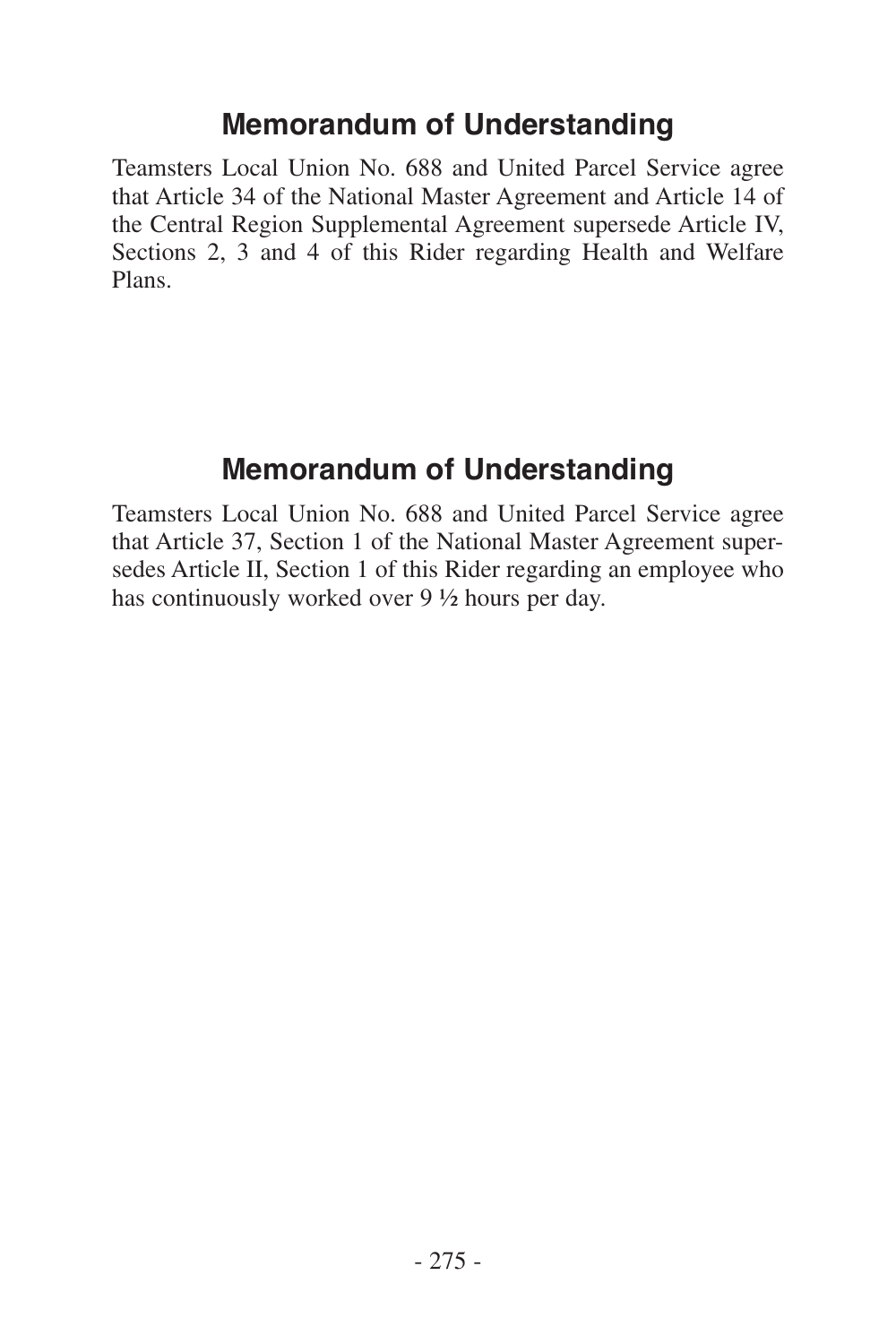## Memorandum of Understanding

Teamsters Local Union No. 688 and United Parcel Service agree that Article 34 of the National Master Agreement and Article 14 of the Central Region Supplemental Agreement supersede Article IV, Sections 2, 3 and 4 of this Rider regarding Health and Welfare Plans.

## Memorandum of Understanding

Teamsters Local Union No. 688 and United Parcel Service agree that Article 37, Section 1 of the National Master Agreement supersedes Article II, Section 1 of this Rider regarding an employee who has continuously worked over 9 ½ hours per day.